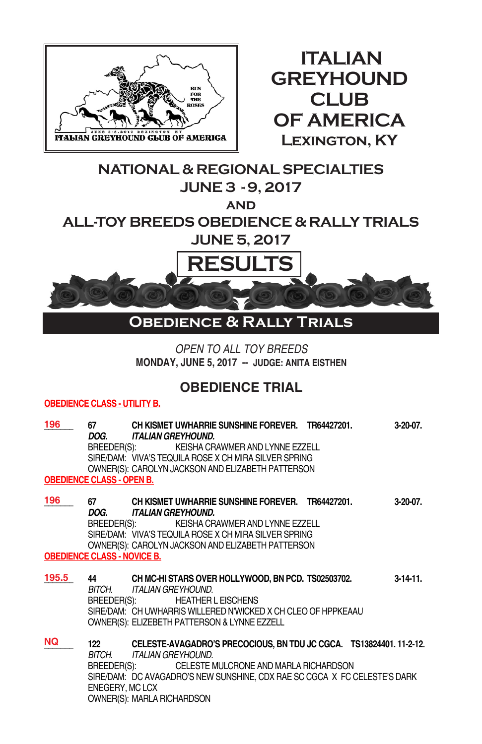# ITALIAN GREYHOUND CLUB OF AMERICA
## LEXINGTON, KY

## NATIONAL & REGIONAL SPECIALTIES
## JUNE 3 - 9, 2017
## AND
## ALL-TOY BREEDS OBEDIENCE & RALLY TRIALS
## JUNE 5, 2017

# RESULTS

## OBEDIENCE & RALLY TRIALS

*OPEN TO ALL TOY BREEDS*

**MONDAY, JUNE 5, 2017 -- JUDGE: ANITA EISTHEN**

### OBEDIENCE TRIAL

**OBEDIENCE CLASS - UTILITY B.**

**196** 67 **CH KISMET UWHARRIE SUNSHINE FOREVER. TR64427201. 3-20-07.**
***DOG. ITALIAN GREYHOUND.***
BREEDER(S): KEISHA CRAWMER AND LYNNE EZZELL
SIRE/DAM: VIVA'S TEQUILA ROSE X CH MIRA SILVER SPRING
OWNER(S): CAROLYN JACKSON AND ELIZABETH PATTERSON

**OBEDIENCE CLASS - OPEN B.**

**196** 67 **CH KISMET UWHARRIE SUNSHINE FOREVER. TR64427201. 3-20-07.**
***DOG. ITALIAN GREYHOUND.***
BREEDER(S): KEISHA CRAWMER AND LYNNE EZZELL
SIRE/DAM: VIVA'S TEQUILA ROSE X CH MIRA SILVER SPRING
OWNER(S): CAROLYN JACKSON AND ELIZABETH PATTERSON

**OBEDIENCE CLASS - NOVICE B.**

**195.5** 44 **CH MC-HI STARS OVER HOLLYWOOD, BN PCD. TS02503702. 3-14-11.**
*BITCH. ITALIAN GREYHOUND.*
BREEDER(S): HEATHER L EISCHENS
SIRE/DAM: CH UWHARRIS WILLERED N'WICKED X CH CLEO OF HPPKEAAU
OWNER(S): ELIZEBETH PATTERSON & LYNNE EZZELL

**NQ** 122 **CELESTE-AVAGADRO'S PRECOCIOUS, BN TDU JC CGCA. TS13824401. 11-2-12.**
*BITCH. ITALIAN GREYHOUND.*
BREEDER(S): CELESTE MULCRONE AND MARLA RICHARDSON
SIRE/DAM: DC AVAGADRO'S NEW SUNSHINE, CDX RAE SC CGCA X FC CELESTE'S DARK ENEGERY, MC LCX
OWNER(S): MARLA RICHARDSON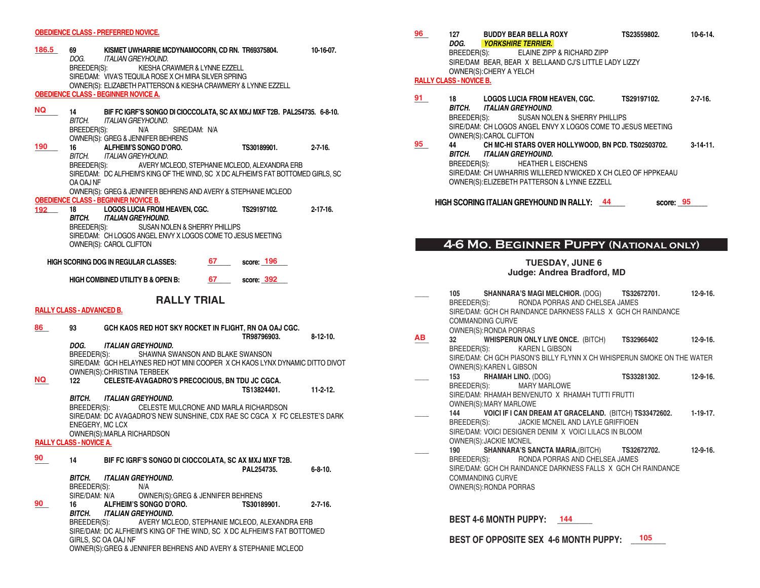**OBEDIENCE CLASS - PREFERRED NOVICE.**

**186.5** **69** **KISMET UWHARRIE MCDYNAMOCORN, CD RN. TR69375804. 10-16-07.**
*DOG. ITALIAN GREYHOUND.*
BREEDER(S): KIESHA CRAWMER & LYNNE EZZELL
SIRE/DAM: VIVA'S TEQUILA ROSE X CH MIRA SILVER SPRING
OWNER(S): ELIZABETH PATTERSON & KIESHA CRAWMERY & LYNNE EZZELL

**OBEDIENCE CLASS - BEGINNER NOVICE A.**

**NQ** **14** **BIF FC IGRF'S SONGO DI CIOCCOLATA, SC AX MXJ MXF T2B. PAL254735. 6-8-10.**
*BITCH. ITALIAN GREYHOUND.*
BREEDER(S): N/A SIRE/DAM: N/A
OWNER(S): GREG & JENNIFER BEHRENS

**190** **16** **ALFHEIM'S SONGO D'ORO. TS30189901. 2-7-16.**
*BITCH. ITALIAN GREYHOUND.*
BREEDER(S): AVERY MCLEOD, STEPHANIE MCLEOD, ALEXANDRA ERB
SIRE/DAM: DC ALFHEIM'S KING OF THE WIND, SC X DC ALFHEIM'S FAT BOTTOMED GIRLS, SC OA OAJ NF
OWNER(S): GREG & JENNIFER BEHRENS AND AVERY & STEPHANIE MCLEOD

**OBEDIENCE CLASS - BEGINNER NOVICE B.**

**192** **18** **LOGOS LUCIA FROM HEAVEN, CGC. TS29197102. 2-17-16.**
***BITCH. ITALIAN GREYHOUND.***
BREEDER(S): SUSAN NOLEN & SHERRY PHILLIPS
SIRE/DAM: CH LOGOS ANGEL ENVY X LOGOS COME TO JESUS MEETING
OWNER(S): CAROL CLIFTON

**HIGH SCORING DOG IN REGULAR CLASSES:** 67 **score:** 196

**HIGH COMBINED UTILITY B & OPEN B:** 67 **score:** 392

## RALLY TRIAL

**RALLY CLASS - ADVANCED B.**

**86** **93** **GCH KAOS RED HOT SKY ROCKET IN FLIGHT, RN OA OAJ CGC. TR98796903. 8-12-10.**
***DOG. ITALIAN GREYHOUND.***
BREEDER(S): SHAWNA SWANSON AND BLAKE SWANSON
SIRE/DAM: GCH HELAYNES RED HOT MINI COOPER X CH KAOS LYNX DYNAMIC DITTO DIVOT
OWNER(S): CHRISTINA TERBEEK

**NQ** **122** **CELESTE-AVAGADRO'S PRECOCIOUS, BN TDU JC CGCA. TS13824401. 11-2-12.**
***BITCH. ITALIAN GREYHOUND.***
BREEDER(S): CELESTE MULCRONE AND MARLA RICHARDSON
SIRE/DAM: DC AVAGADRO'S NEW SUNSHINE, CDX RAE SC CGCA X FC CELESTE'S DARK ENEGERY, MC LCX
OWNER(S): MARLA RICHARDSON

**RALLY CLASS - NOVICE A.**

**90** **14** **BIF FC IGRF'S SONGO DI CIOCCOLATA, SC AX MXJ MXF T2B. PAL254735. 6-8-10.**
***BITCH. ITALIAN GREYHOUND.***
BREEDER(S): N/A
SIRE/DAM: N/A OWNER(S): GREG & JENNIFER BEHRENS

**90** **16** **ALFHEIM'S SONGO D'ORO. TS30189901. 2-7-16.**
***BITCH. ITALIAN GREYHOUND.***
BREEDER(S): AVERY MCLEOD, STEPHANIE MCLEOD, ALEXANDRA ERB
SIRE/DAM: DC ALFHEIM'S KING OF THE WIND, SC X DC ALFHEIM'S FAT BOTTOMED GIRLS, SC OA OAJ NF
OWNER(S): GREG & JENNIFER BEHRENS AND AVERY & STEPHANIE MCLEOD

**96** **127** **BUDDY BEAR BELLA ROXY TS23559802. 10-6-14.**
*DOG.* ***YORKSHIRE TERRIER.***
BREEDER(S): ELAINE ZIPP & RICHARD ZIPP
SIRE/DAM BEAR, BEAR X BELLAAND CJ'S LITTLE LADY LIZZY
OWNER(S): CHERY A YELCH

**RALLY CLASS - NOVICE B.**

**91** **18** **LOGOS LUCIA FROM HEAVEN, CGC. TS29197102. 2-7-16.**
***BITCH. ITALIAN GREYHOUND.***
BREEDER(S): SUSAN NOLEN & SHERRY PHILLIPS
SIRE/DAM: CH LOGOS ANGEL ENVY X LOGOS COME TO JESUS MEETING
OWNER(S): CAROL CLIFTON

**95** **44** **CH MC-HI STARS OVER HOLLYWOOD, BN PCD. TS02503702. 3-14-11.**
***BITCH. ITALIAN GREYHOUND.***
BREEDER(S): HEATHER L EISCHENS
SIRE/DAM: CH UWHARRIS WILLERED N'WICKED X CH CLEO OF HPPKEAAU
OWNER(S): ELIZEBETH PATTERSON & LYNNE EZZELL

**HIGH SCORING ITALIAN GREYHOUND IN RALLY:** 44 **score:** 95

## 4-6 Mo. Beginner Puppy (National only)

**TUESDAY, JUNE 6**
**Judge: Andrea Bradford, MD**

**105** **SHANNARA'S MAGI MELCHIOR.** (DOG) **TS32672701. 12-9-16.**
BREEDER(S): RONDA PORRAS AND CHELSEA JAMES
SIRE/DAM: GCH CH RAINDANCE DARKNESS FALLS X GCH CH RAINDANCE COMMANDING CURVE
OWNER(S): RONDA PORRAS

**AB** **32** **WHISPERUN ONLY LIVE ONCE.** (BITCH) **TS32966402 12-9-16.**
BREEDER(S): KAREN L GIBSON
SIRE/DAM: CH GCH PIASON'S BILLY FLYNN X CH WHISPERUN SMOKE ON THE WATER
OWNER(S): KAREN L GIBSON

**153** **RHAMAH LINO.** (DOG) **TS33281302. 12-9-16.**
BREEDER(S): MARY MARLOWE
SIRE/DAM: RHAMAH BENVENUTO X RHAMAH TUTTI FRUTTI
OWNER(S): MARY MARLOWE

**144** **VOICI IF I CAN DREAM AT GRACELAND.** (BITCH) **TS33472602. 1-19-17.**
BREEDER(S): JACKIE MCNEIL AND LAYLE GRIFFIOEN
SIRE/DAM: VOICI DESIGNER DENIM X VOICI LILACS IN BLOOM
OWNER(S): JACKIE MCNEIL

**190** **SHANNARA'S SANCTA MARIA.** (BITCH) **TS32672702. 12-9-16.**
BREEDER(S): RONDA PORRAS AND CHELSEA JAMES
SIRE/DAM: GCH CH RAINDANCE DARKNESS FALLS X GCH CH RAINDANCE COMMANDING CURVE
OWNER(S): RONDA PORRAS

**BEST 4-6 MONTH PUPPY:** 144

**BEST OF OPPOSITE SEX 4-6 MONTH PUPPY:** 105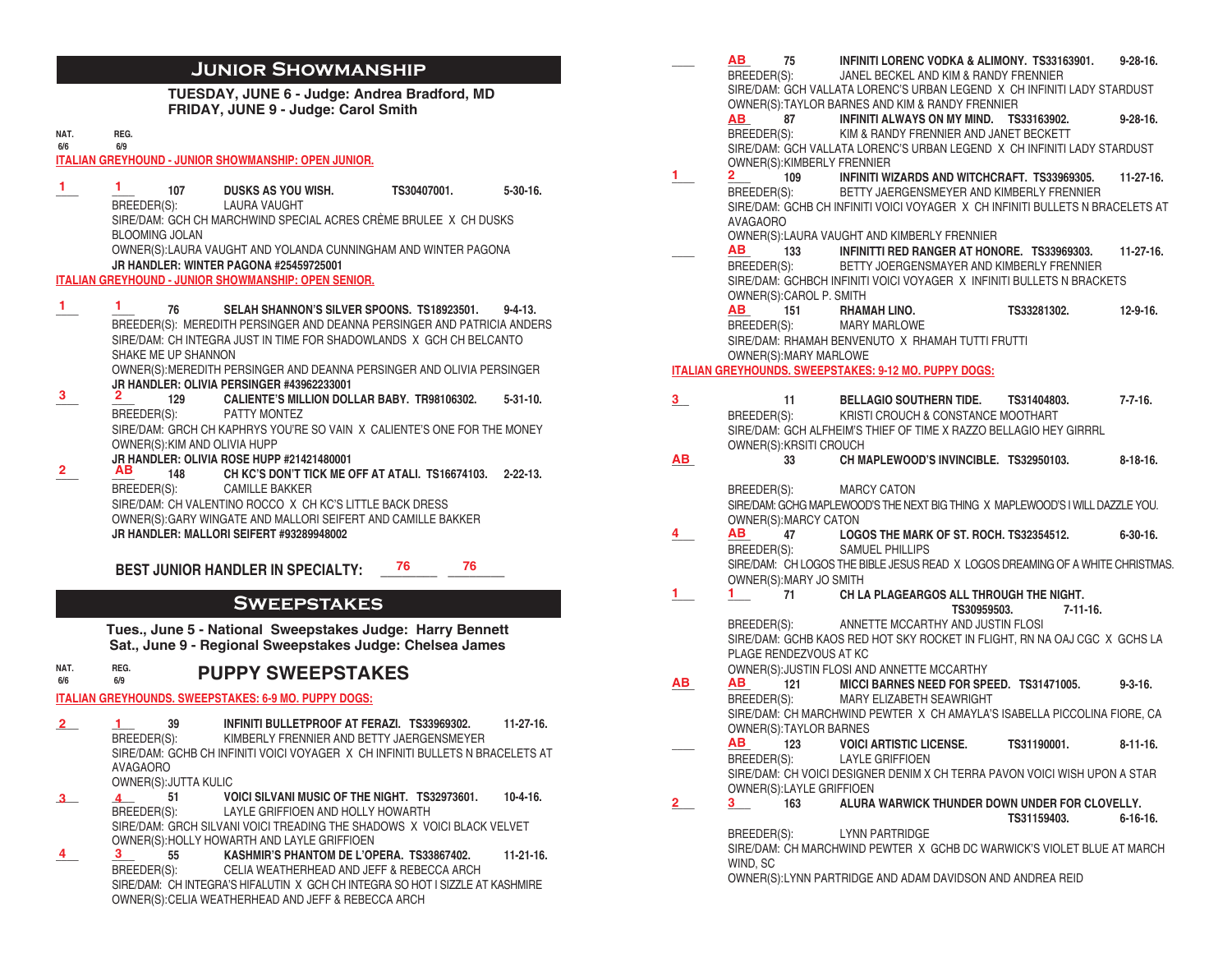## Junior Showmanship

**TUESDAY, JUNE 6 - Judge: Andrea Bradford, MD**
**FRIDAY, JUNE 9 - Judge: Carol Smith**

NAT. 6/6 REG. 6/9

**ITALIAN GREYHOUND - JUNIOR SHOWMANSHIP: OPEN JUNIOR.**

1 1 107 **DUSKS AS YOU WISH. TS30407001. 5-30-16.**
BREEDER(S): LAURA VAUGHT
SIRE/DAM: GCH CH MARCHWIND SPECIAL ACRES CRÈME BRULEE X CH DUSKS BLOOMING JOLAN
OWNER(S):LAURA VAUGHT AND YOLANDA CUNNINGHAM AND WINTER PAGONA
**JR HANDLER: WINTER PAGONA #25459725001**

**ITALIAN GREYHOUND - JUNIOR SHOWMANSHIP: OPEN SENIOR.**

1 1 76 **SELAH SHANNON'S SILVER SPOONS. TS18923501. 9-4-13.**
BREEDER(S): MEREDITH PERSINGER AND DEANNA PERSINGER AND PATRICIA ANDERS
SIRE/DAM: CH INTEGRA JUST IN TIME FOR SHADOWLANDS X GCH CH BELCANTO SHAKE ME UP SHANNON
OWNER(S):MEREDITH PERSINGER AND DEANNA PERSINGER AND OLIVIA PERSINGER
**JR HANDLER: OLIVIA PERSINGER #43962233001**

3 2 129 **CALIENTE'S MILLION DOLLAR BABY. TR98106302. 5-31-10.**
BREEDER(S): PATTY MONTEZ
SIRE/DAM: GRCH CH KAPHRYS YOU'RE SO VAIN X CALIENTE'S ONE FOR THE MONEY
OWNER(S):KIM AND OLIVIA HUPP
**JR HANDLER: OLIVIA ROSE HUPP #21421480001**

2 AB 148 **CH KC'S DON'T TICK ME OFF AT ATALI. TS16674103. 2-22-13.**
BREEDER(S): CAMILLE BAKKER
SIRE/DAM: CH VALENTINO ROCCO X CH KC'S LITTLE BACK DRESS
OWNER(S):GARY WINGATE AND MALLORI SEIFERT AND CAMILLE BAKKER
**JR HANDLER: MALLORI SEIFERT #93289948002**

**BEST JUNIOR HANDLER IN SPECIALTY:** 76 76

## Sweepstakes

**Tues., June 5 - National Sweepstakes Judge: Harry Bennett**
**Sat., June 9 - Regional Sweepstakes Judge: Chelsea James**

NAT. 6/6 REG. 6/9

### PUPPY SWEEPSTAKES

**ITALIAN GREYHOUNDS. SWEEPSTAKES: 6-9 MO. PUPPY DOGS:**

2 1 39 **INFINITI BULLETPROOF AT FERAZI. TS33969302. 11-27-16.**
BREEDER(S): KIMBERLY FRENNIER AND BETTY JAERGENSMEYER
SIRE/DAM: GCHB CH INFINITI VOICI VOYAGER X CH INFINITI BULLETS N BRACELETS AT AVAGAORO
OWNER(S):JUTTA KULIC

3 4 51 **VOICI SILVANI MUSIC OF THE NIGHT. TS32973601. 10-4-16.**
BREEDER(S): LAYLE GRIFFIOEN AND HOLLY HOWARTH
SIRE/DAM: GRCH SILVANI VOICI TREADING THE SHADOWS X VOICI BLACK VELVET
OWNER(S):HOLLY HOWARTH AND LAYLE GRIFFIOEN

4 3 55 **KASHMIR'S PHANTOM DE L'OPERA. TS33867402. 11-21-16.**
BREEDER(S): CELIA WEATHERHEAD AND JEFF & REBECCA ARCH
SIRE/DAM: CH INTEGRA'S HIFALUTIN X GCH CH INTEGRA SO HOT I SIZZLE AT KASHMIRE
OWNER(S):CELIA WEATHERHEAD AND JEFF & REBECCA ARCH

___ AB 75 **INFINITI LORENC VODKA & ALIMONY. TS33163901. 9-28-16.**
BREEDER(S): JANEL BECKEL AND KIM & RANDY FRENNIER
SIRE/DAM: GCH VALLATA LORENC'S URBAN LEGEND X CH INFINITI LADY STARDUST
OWNER(S):TAYLOR BARNES AND KIM & RANDY FRENNIER

AB 87 **INFINITI ALWAYS ON MY MIND. TS33163902. 9-28-16.**
BREEDER(S): KIM & RANDY FRENNIER AND JANET BECKETT
SIRE/DAM: GCH VALLATA LORENC'S URBAN LEGEND X CH INFINITI LADY STARDUST
OWNER(S):KIMBERLY FRENNIER

1 2 109 **INFINITI WIZARDS AND WITCHCRAFT. TS33969305. 11-27-16.**
BREEDER(S): BETTY JAERGENSMEYER AND KIMBERLY FRENNIER
SIRE/DAM: GCHB CH INFINITI VOICI VOYAGER X CH INFINITI BULLETS N BRACELETS AT AVAGAORO
OWNER(S):LAURA VAUGHT AND KIMBERLY FRENNIER

___ AB 133 **INFINITTI RED RANGER AT HONORE. TS33969303. 11-27-16.**
BREEDER(S): BETTY JOERGENSMAYER AND KIMBERLY FRENNIER
SIRE/DAM: GCHBCH INFINITI VOICI VOYAGER X INFINITI BULLETS N BRACKETS
OWNER(S):CAROL P. SMITH

AB 151 **RHAMAH LINO. TS33281302. 12-9-16.**
BREEDER(S): MARY MARLOWE
SIRE/DAM: RHAMAH BENVENUTO X RHAMAH TUTTI FRUTTI
OWNER(S):MARY MARLOWE

**ITALIAN GREYHOUNDS. SWEEPSTAKES: 9-12 MO. PUPPY DOGS:**

3 11 **BELLAGIO SOUTHERN TIDE. TS31404803. 7-7-16.**
BREEDER(S): KRISTI CROUCH & CONSTANCE MOOTHART
SIRE/DAM: GCH ALFHEIM'S THIEF OF TIME X RAZZO BELLAGIO HEY GIRRRL
OWNER(S):KRSITI CROUCH

AB 33 **CH MAPLEWOOD'S INVINCIBLE. TS32950103. 8-18-16.**
BREEDER(S): MARCY CATON
SIRE/DAM: GCHG MAPLEWOOD'S THE NEXT BIG THING X MAPLEWOOD'S I WILL DAZZLE YOU.
OWNER(S):MARCY CATON

4 AB 47 **LOGOS THE MARK OF ST. ROCH. TS32354512. 6-30-16.**
BREEDER(S): SAMUEL PHILLIPS
SIRE/DAM: CH LOGOS THE BIBLE JESUS READ X LOGOS DREAMING OF A WHITE CHRISTMAS.
OWNER(S):MARY JO SMITH

1 1 71 **CH LA PLAGEARGOS ALL THROUGH THE NIGHT. TS30959503. 7-11-16.**
BREEDER(S): ANNETTE MCCARTHY AND JUSTIN FLOSI
SIRE/DAM: GCHB KAOS RED HOT SKY ROCKET IN FLIGHT, RN NA OAJ CGC X GCHS LA PLAGE RENDEZVOUS AT KC
OWNER(S):JUSTIN FLOSI AND ANNETTE MCCARTHY

AB AB 121 **MICCI BARNES NEED FOR SPEED. TS31471005. 9-3-16.**
BREEDER(S): MARY ELIZABETH SEAWRIGHT
SIRE/DAM: CH MARCHWIND PEWTER X CH AMAYLA'S ISABELLA PICCOLINA FIORE, CA
OWNER(S):TAYLOR BARNES

___ AB 123 **VOICI ARTISTIC LICENSE. TS31190001. 8-11-16.**
BREEDER(S): LAYLE GRIFFIOEN
SIRE/DAM: CH VOICI DESIGNER DENIM X CH TERRA PAVON VOICI WISH UPON A STAR
OWNER(S):LAYLE GRIFFIOEN

2 3 163 **ALURA WARWICK THUNDER DOWN UNDER FOR CLOVELLY. TS31159403. 6-16-16.**
BREEDER(S): LYNN PARTRIDGE
SIRE/DAM: CH MARCHWIND PEWTER X GCHB DC WARWICK'S VIOLET BLUE AT MARCH WIND, SC
OWNER(S):LYNN PARTRIDGE AND ADAM DAVIDSON AND ANDREA REID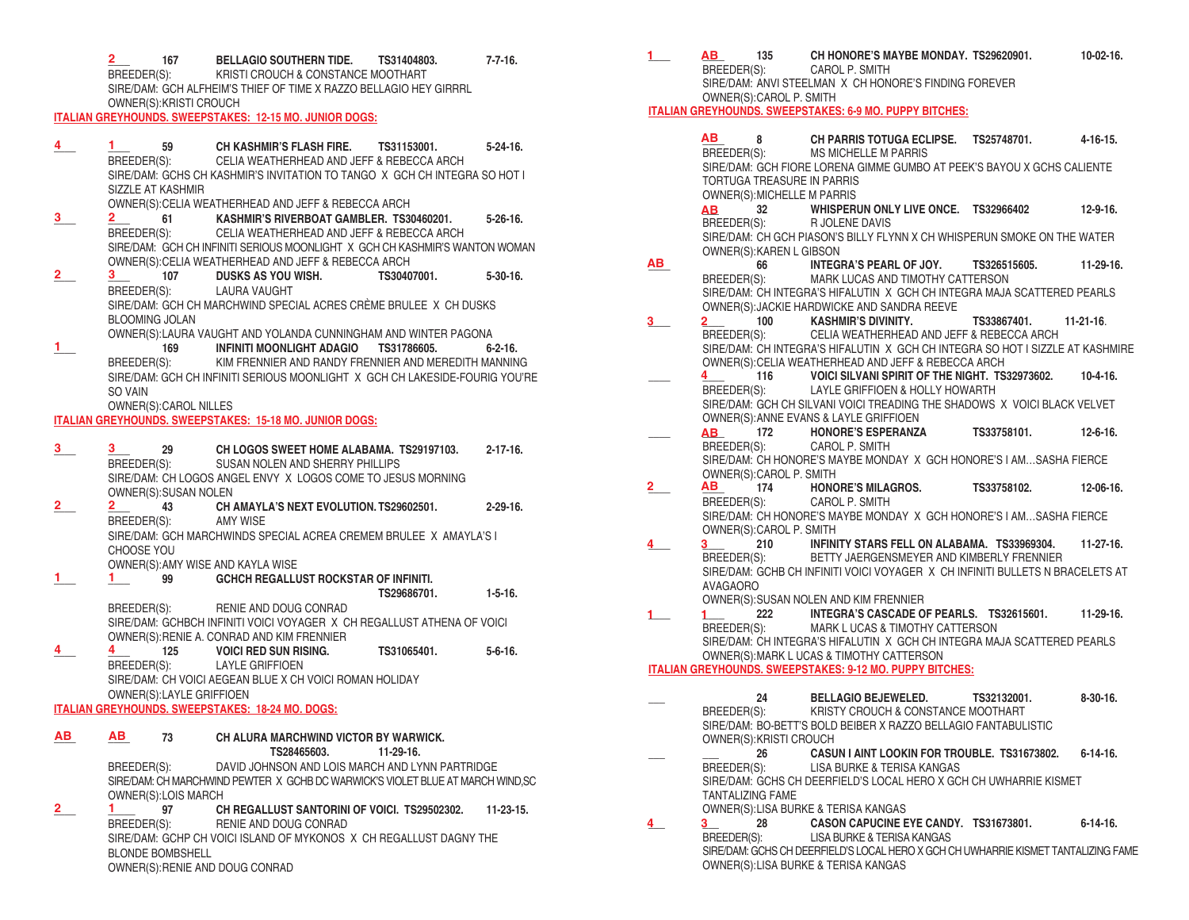2 167 **BELLAGIO SOUTHERN TIDE. TS31404803. 7-7-16.**
BREEDER(S): KRISTI CROUCH & CONSTANCE MOOTHART
SIRE/DAM: GCH ALFHEIM'S THIEF OF TIME X RAZZO BELLAGIO HEY GIRRRL
OWNER(S):KRISTI CROUCH

## ITALIAN GREYHOUNDS. SWEEPSTAKES: 12-15 MO. JUNIOR DOGS:

4 1 59 **CH KASHMIR'S FLASH FIRE. TS31153001. 5-24-16.**
BREEDER(S): CELIA WEATHERHEAD AND JEFF & REBECCA ARCH
SIRE/DAM: GCHS CH KASHMIR'S INVITATION TO TANGO X GCH CH INTEGRA SO HOT I SIZZLE AT KASHMIR
OWNER(S):CELIA WEATHERHEAD AND JEFF & REBECCA ARCH

3 2 61 **KASHMIR'S RIVERBOAT GAMBLER. TS30460201. 5-26-16.**
BREEDER(S): CELIA WEATHERHEAD AND JEFF & REBECCA ARCH
SIRE/DAM: GCH CH INFINITI SERIOUS MOONLIGHT X GCH CH KASHMIR'S WANTON WOMAN
OWNER(S):CELIA WEATHERHEAD AND JEFF & REBECCA ARCH

2 3 107 **DUSKS AS YOU WISH. TS30407001. 5-30-16.**
BREEDER(S): LAURA VAUGHT
SIRE/DAM: GCH CH MARCHWIND SPECIAL ACRES CRÈME BRULEE X CH DUSKS BLOOMING JOLAN
OWNER(S):LAURA VAUGHT AND YOLANDA CUNNINGHAM AND WINTER PAGONA

1 169 **INFINITI MOONLIGHT ADAGIO TS31786605. 6-2-16.**
BREEDER(S): KIM FRENNIER AND RANDY FRENNIER AND MEREDITH MANNING
SIRE/DAM: GCH CH INFINITI SERIOUS MOONLIGHT X GCH CH LAKESIDE-FOURIG YOU'RE SO VAIN
OWNER(S):CAROL NILLES

## ITALIAN GREYHOUNDS. SWEEPSTAKES: 15-18 MO. JUNIOR DOGS:

3 3 29 **CH LOGOS SWEET HOME ALABAMA. TS29197103. 2-17-16.**
BREEDER(S): SUSAN NOLEN AND SHERRY PHILLIPS
SIRE/DAM: CH LOGOS ANGEL ENVY X LOGOS COME TO JESUS MORNING
OWNER(S):SUSAN NOLEN

2 2 43 **CH AMAYLA'S NEXT EVOLUTION. TS29602501. 2-29-16.**
BREEDER(S): AMY WISE
SIRE/DAM: GCH MARCHWINDS SPECIAL ACREA CREMEM BRULEE X AMAYLA'S I CHOOSE YOU
OWNER(S):AMY WISE AND KAYLA WISE

1 1 99 **GCHCH REGALLUST ROCKSTAR OF INFINITI. TS29686701. 1-5-16.**
BREEDER(S): RENIE AND DOUG CONRAD
SIRE/DAM: GCHBCH INFINITI VOICI VOYAGER X CH REGALLUST ATHENA OF VOICI
OWNER(S):RENIE A. CONRAD AND KIM FRENNIER

4 4 125 **VOICI RED SUN RISING. TS31065401. 5-6-16.**
BREEDER(S): LAYLE GRIFFIOEN
SIRE/DAM: CH VOICI AEGEAN BLUE X CH VOICI ROMAN HOLIDAY
OWNER(S):LAYLE GRIFFIOEN

## ITALIAN GREYHOUNDS. SWEEPSTAKES: 18-24 MO. DOGS:

AB AB 73 **CH ALURA MARCHWIND VICTOR BY WARWICK. TS28465603. 11-29-16.**
BREEDER(S): DAVID JOHNSON AND LOIS MARCH AND LYNN PARTRIDGE
SIRE/DAM: CH MARCHWIND PEWTER X GCHB DC WARWICK'S VIOLET BLUE AT MARCH WIND,SC
OWNER(S):LOIS MARCH

2 1 97 **CH REGALLUST SANTORINI OF VOICI. TS29502302. 11-23-15.**
BREEDER(S): RENIE AND DOUG CONRAD
SIRE/DAM: GCHP CH VOICI ISLAND OF MYKONOS X CH REGALLUST DAGNY THE BLONDE BOMBSHELL
OWNER(S):RENIE AND DOUG CONRAD

1 AB 135 **CH HONORE'S MAYBE MONDAY. TS29620901. 10-02-16.**
BREEDER(S): CAROL P. SMITH
SIRE/DAM: ANVI STEELMAN X CH HONORE'S FINDING FOREVER
OWNER(S):CAROL P. SMITH

## ITALIAN GREYHOUNDS. SWEEPSTAKES: 6-9 MO. PUPPY BITCHES:

AB 8 **CH PARRIS TOTUGA ECLIPSE. TS25748701. 4-16-15.**
BREEDER(S): MS MICHELLE M PARRIS
SIRE/DAM: GCH FIORE LORENA GIMME GUMBO AT PEEK'S BAYOU X GCHS CALIENTE TORTUGA TREASURE IN PARRIS
OWNER(S):MICHELLE M PARRIS

AB 32 **WHISPERUN ONLY LIVE ONCE. TS32966402 12-9-16.**
BREEDER(S): R JOLENE DAVIS
SIRE/DAM: CH GCH PIASON'S BILLY FLYNN X CH WHISPERUN SMOKE ON THE WATER
OWNER(S):KAREN L GIBSON

AB 66 **INTEGRA'S PEARL OF JOY. TS326515605. 11-29-16.**
BREEDER(S): MARK LUCAS AND TIMOTHY CATTERSON
SIRE/DAM: CH INTEGRA'S HIFALUTIN X GCH CH INTEGRA MAJA SCATTERED PEARLS
OWNER(S):JACKIE HARDWICKE AND SANDRA REEVE

3 2 100 **KASHMIR'S DIVINITY. TS33867401. 11-21-16.**
BREEDER(S): CELIA WEATHERHEAD AND JEFF & REBECCA ARCH
SIRE/DAM: CH INTEGRA'S HIFALUTIN X GCH CH INTEGRA SO HOT I SIZZLE AT KASHMIRE
OWNER(S):CELIA WEATHERHEAD AND JEFF & REBECCA ARCH

4 116 **VOICI SILVANI SPIRIT OF THE NIGHT. TS32973602. 10-4-16.**
BREEDER(S): LAYLE GRIFFIOEN & HOLLY HOWARTH
SIRE/DAM: GCH CH SILVANI VOICI TREADING THE SHADOWS X VOICI BLACK VELVET
OWNER(S):ANNE EVANS & LAYLE GRIFFIOEN

AB 172 **HONORE'S ESPERANZA TS33758101. 12-6-16.**
BREEDER(S): CAROL P. SMITH
SIRE/DAM: CH HONORE'S MAYBE MONDAY X GCH HONORE'S I AM…SASHA FIERCE
OWNER(S):CAROL P. SMITH

2 AB 174 **HONORE'S MILAGROS. TS33758102. 12-06-16.**
BREEDER(S): CAROL P. SMITH
SIRE/DAM: CH HONORE'S MAYBE MONDAY X GCH HONORE'S I AM…SASHA FIERCE
OWNER(S):CAROL P. SMITH

4 3 210 **INFINITY STARS FELL ON ALABAMA. TS33969304. 11-27-16.**
BREEDER(S): BETTY JAERGENSMEYER AND KIMBERLY FRENNIER
SIRE/DAM: GCHB CH INFINITI VOICI VOYAGER X CH INFINITI BULLETS N BRACELETS AT AVAGAORO
OWNER(S):SUSAN NOLEN AND KIM FRENNIER

1 1 222 **INTEGRA'S CASCADE OF PEARLS. TS32615601. 11-29-16.**
BREEDER(S): MARK L UCAS & TIMOTHY CATTERSON
SIRE/DAM: CH INTEGRA'S HIFALUTIN X GCH CH INTEGRA MAJA SCATTERED PEARLS
OWNER(S):MARK L UCAS & TIMOTHY CATTERSON

## ITALIAN GREYHOUNDS. SWEEPSTAKES: 9-12 MO. PUPPY BITCHES:

24 **BELLAGIO BEJEWELED. TS32132001. 8-30-16.**
BREEDER(S): KRISTY CROUCH & CONSTANCE MOOTHART
SIRE/DAM: BO-BETT'S BOLD BEIBER X RAZZO BELLAGIO FANTABULISTIC
OWNER(S):KRISTI CROUCH

26 **CASUN I AINT LOOKIN FOR TROUBLE. TS31673802. 6-14-16.**
BREEDER(S): LISA BURKE & TERISA KANGAS
SIRE/DAM: GCHS CH DEERFIELD'S LOCAL HERO X GCH CH UWHARRIE KISMET TANTALIZING FAME
OWNER(S):LISA BURKE & TERISA KANGAS

4 3 28 **CASON CAPUCINE EYE CANDY. TS31673801. 6-14-16.**
BREEDER(S): LISA BURKE & TERISA KANGAS
SIRE/DAM: GCHS CH DEERFIELD'S LOCAL HERO X GCH CH UWHARRIE KISMET TANTALIZING FAME
OWNER(S):LISA BURKE & TERISA KANGAS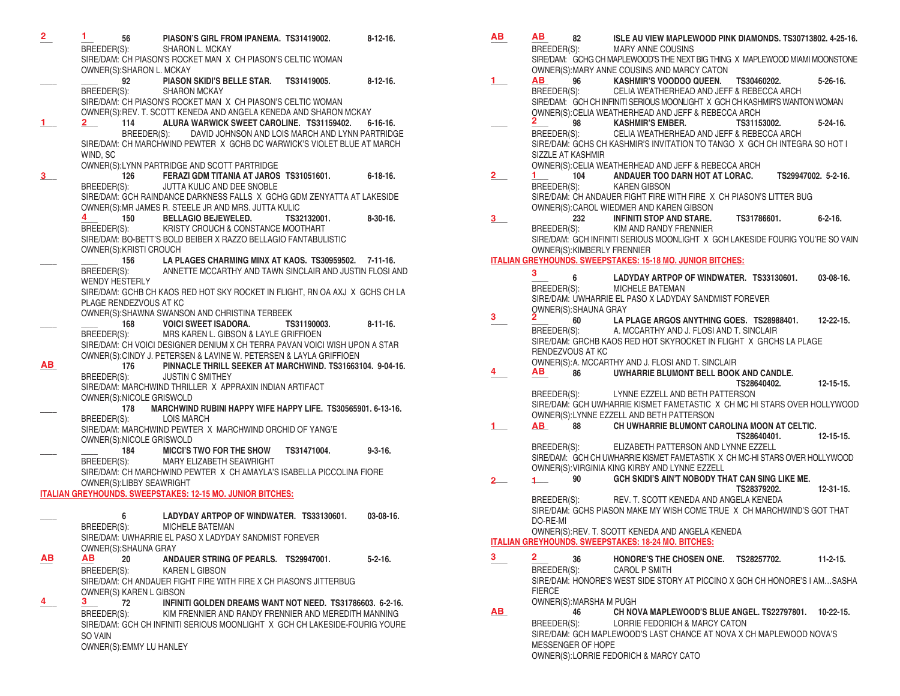2 1 **56 PIASON'S GIRL FROM IPANEMA. TS31419002. 8-12-16.**
BREEDER(S): SHARON L. MCKAY
SIRE/DAM: CH PIASON'S ROCKET MAN X CH PIASON'S CELTIC WOMAN
OWNER(S):SHARON L. MCKAY

\_\_\_ \_\_\_ **92 PIASON SKIDI'S BELLE STAR. TS31419005. 8-12-16.**
BREEDER(S): SHARON MCKAY
SIRE/DAM: CH PIASON'S ROCKET MAN X CH PIASON'S CELTIC WOMAN
OWNER(S):REV. T. SCOTT KENEDA AND ANGELA KENEDA AND SHARON MCKAY

1 2 **114 ALURA WARWICK SWEET CAROLINE. TS31159402. 6-16-16.**
BREEDER(S): DAVID JOHNSON AND LOIS MARCH AND LYNN PARTRIDGE
SIRE/DAM: CH MARCHWIND PEWTER X GCHB DC WARWICK'S VIOLET BLUE AT MARCH WIND, SC
OWNER(S):LYNN PARTRIDGE AND SCOTT PARTRIDGE

3 **126 FERAZI GDM TITANIA AT JAROS TS31051601. 6-18-16.**
BREEDER(S): JUTTA KULIC AND DEE SNOBLE
SIRE/DAM: GCH RAINDANCE DARKNESS FALLS X GCHG GDM ZENYATTA AT LAKESIDE
OWNER(S):MR JAMES R. STEELE JR AND MRS. JUTTA KULIC

4 **150 BELLAGIO BEJEWELED. TS32132001. 8-30-16.**
BREEDER(S): KRISTY CROUCH & CONSTANCE MOOTHART
SIRE/DAM: BO-BETT'S BOLD BEIBER X RAZZO BELLAGIO FANTABULISTIC
OWNER(S):KRISTI CROUCH

\_\_\_ \_\_\_ **156 LA PLAGES CHARMING MINX AT KAOS. TS30959502. 7-11-16.**
BREEDER(S): ANNETTE MCCARTHY AND TAWN SINCLAIR AND JUSTIN FLOSI AND WENDY HESTERLY
SIRE/DAM: GCHB CH KAOS RED HOT SKY ROCKET IN FLIGHT, RN OA AXJ X GCHS CH LA PLAGE RENDEZVOUS AT KC
OWNER(S):SHAWNA SWANSON AND CHRISTINA TERBEEK

\_\_\_ \_\_\_ **168 VOICI SWEET ISADORA. TS31190003. 8-11-16.**
BREEDER(S): MRS KAREN L. GIBSON & LAYLE GRIFFIOEN
SIRE/DAM: CH VOICI DESIGNER DENIUM X CH TERRA PAVAN VOICI WISH UPON A STAR
OWNER(S):CINDY J. PETERSEN & LAVINE W. PETERSEN & LAYLA GRIFFIOEN

AB **176 PINNACLE THRILL SEEKER AT MARCHWIND. TS31663104. 9-04-16.**
BREEDER(S): JUSTIN C SMITHEY
SIRE/DAM: MARCHWIND THRILLER X APPRAXIN INDIAN ARTIFACT
OWNER(S):NICOLE GRISWOLD

\_\_\_ **178 MARCHWIND RUBINI HAPPY WIFE HAPPY LIFE. TS30565901. 6-13-16.**
BREEDER(S): LOIS MARCH
SIRE/DAM: MARCHWIND PEWTER X MARCHWIND ORCHID OF YANG'E
OWNER(S):NICOLE GRISWOLD

\_\_\_ \_\_\_ **184 MICCI'S TWO FOR THE SHOW TS31471004. 9-3-16.**
BREEDER(S): MARY ELIZABETH SEAWRIGHT
SIRE/DAM: CH MARCHWIND PEWTER X CH AMAYLA'S ISABELLA PICCOLINA FIORE
OWNER(S):LIBBY SEAWRIGHT

## ITALIAN GREYHOUNDS. SWEEPSTAKES: 12-15 MO. JUNIOR BITCHES:

\_\_\_ **6 LADYDAY ARTPOP OF WINDWATER. TS33130601. 03-08-16.**
BREEDER(S): MICHELE BATEMAN
SIRE/DAM: UWHARRIE EL PASO X LADYDAY SANDMIST FOREVER
OWNER(S):SHAUNA GRAY

AB AB **20 ANDAUER STRING OF PEARLS. TS29947001. 5-2-16.**
BREEDER(S): KAREN L GIBSON
SIRE/DAM: CH ANDAUER FIGHT FIRE WITH FIRE X CH PIASON'S JITTERBUG
OWNER(S) KAREN L GIBSON

4 3 **72 INFINITI GOLDEN DREAMS WANT NOT NEED. TS31786603. 6-2-16.**
BREEDER(S): KIM FRENNIER AND RANDY FRENNIER AND MEREDITH MANNING
SIRE/DAM: GCH CH INFINITI SERIOUS MOONLIGHT X GCH CH LAKESIDE-FOURIG YOURE SO VAIN
OWNER(S):EMMY LU HANLEY

AB AB **82 ISLE AU VIEW MAPLEWOOD PINK DIAMONDS. TS30713802. 4-25-16.**
BREEDER(S): MARY ANNE COUSINS
SIRE/DAM: GCHG CH MAPLEWOOD'S THE NEXT BIG THING X MAPLEWOOD MIAMI MOONSTONE
OWNER(S):MARY ANNE COUSINS AND MARCY CATON

1 AB **96 KASHMIR'S VOODOO QUEEN. TS30460202. 5-26-16.**
BREEDER(S): CELIA WEATHERHEAD AND JEFF & REBECCA ARCH
SIRE/DAM: GCH CH INFINITI SERIOUS MOONLIGHT X GCH CH KASHMIR'S WANTON WOMAN
OWNER(S):CELIA WEATHERHEAD AND JEFF & REBECCA ARCH

\_\_\_ 2 **98 KASHMIR'S EMBER. TS31153002. 5-24-16.**
BREEDER(S): CELIA WEATHERHEAD AND JEFF & REBECCA ARCH
SIRE/DAM: GCHS CH KASHMIR'S INVITATION TO TANGO X GCH CH INTEGRA SO HOT I SIZZLE AT KASHMIR
OWNER(S):CELIA WEATHERHEAD AND JEFF & REBECCA ARCH

2 1 **104 ANDAUER TOO DARN HOT AT LORAC. TS29947002. 5-2-16.**
BREEDER(S): KAREN GIBSON
SIRE/DAM: CH ANDAUER FIGHT FIRE WITH FIRE X CH PIASON'S LITTER BUG
OWNER(S):CAROL WIEDMER AND KAREN GIBSON

3 **232 INFINITI STOP AND STARE. TS31786601. 6-2-16.**
BREEDER(S): KIM AND RANDY FRENNIER
SIRE/DAM: GCH INFINITI SERIOUS MOONLIGHT X GCH LAKESIDE FOURIG YOU'RE SO VAIN
OWNER(S):KIMBERLY FRENNIER

## ITALIAN GREYHOUNDS. SWEEPSTAKES: 15-18 MO. JUNIOR BITCHES:

3 **6 LADYDAY ARTPOP OF WINDWATER. TS33130601. 03-08-16.**
BREEDER(S): MICHELE BATEMAN
SIRE/DAM: UWHARRIE EL PASO X LADYDAY SANDMIST FOREVER
OWNER(S):SHAUNA GRAY

3 2 **60 LA PLAGE ARGOS ANYTHING GOES. TS28988401. 12-22-15.**
BREEDER(S): A. MCCARTHY AND J. FLOSI AND T. SINCLAIR
SIRE/DAM: GRCHB KAOS RED HOT SKYROCKET IN FLIGHT X GRCHS LA PLAGE RENDEZVOUS AT KC
OWNER(S):A. MCCARTHY AND J. FLOSI AND T. SINCLAIR

4 AB **86 UWHARRIE BLUMONT BELL BOOK AND CANDLE. TS28640402. 12-15-15.**
BREEDER(S): LYNNE EZZELL AND BETH PATTERSON
SIRE/DAM: GCH UWHARRIE KISMET FAMETASTIC X CH MC HI STARS OVER HOLLYWOOD
OWNER(S):LYNNE EZZELL AND BETH PATTERSON

1 AB **88 CH UWHARRIE BLUMONT CAROLINA MOON AT CELTIC. TS28640401. 12-15-15.**
BREEDER(S): ELIZABETH PATTERSON AND LYNNE EZZELL
SIRE/DAM: GCH CH UWHARRIE KISMET FAMETASTIK X CH MC-HI STARS OVER HOLLYWOOD
OWNER(S):VIRGINIA KING KIRBY AND LYNNE EZZELL

2 1 **90 GCH SKIDI'S AIN'T NOBODY THAT CAN SING LIKE ME. TS28379202. 12-31-15.**
BREEDER(S): REV. T. SCOTT KENEDA AND ANGELA KENEDA
SIRE/DAM: GCHS PIASON MAKE MY WISH COME TRUE X CH MARCHWIND'S GOT THAT DO-RE-MI
OWNER(S):REV. T. SCOTT KENEDA AND ANGELA KENEDA

## ITALIAN GREYHOUNDS. SWEEPSTAKES: 18-24 MO. BITCHES:

3 2 **36 HONORE'S THE CHOSEN ONE. TS28257702. 11-2-15.**
BREEDER(S): CAROL P SMITH
SIRE/DAM: HONORE'S WEST SIDE STORY AT PICCINO X GCH CH HONORE'S I AM…SASHA FIERCE
OWNER(S):MARSHA M PUGH

AB **46 CH NOVA MAPLEWOOD'S BLUE ANGEL. TS22797801. 10-22-15.**
BREEDER(S): LORRIE FEDORICH & MARCY CATON
SIRE/DAM: GCH MAPLEWOOD'S LAST CHANCE AT NOVA X CH MAPLEWOOD NOVA'S MESSENGER OF HOPE
OWNER(S):LORRIE FEDORICH & MARCY CATO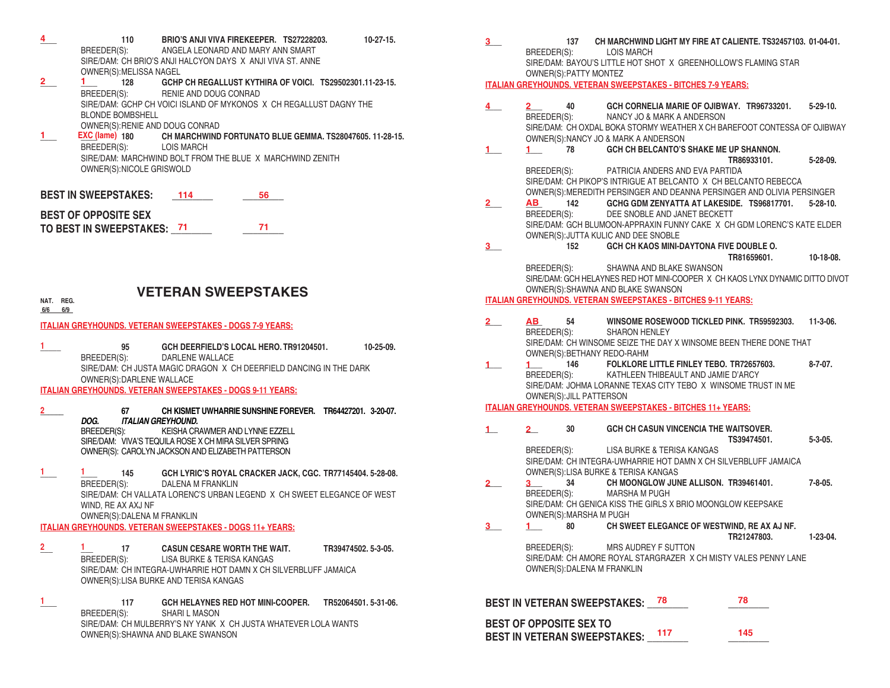4___ 110 **BRIO'S ANJI VIVA FIREKEEPER. TS27228203. 10-27-15.**
BREEDER(S): ANGELA LEONARD AND MARY ANN SMART
SIRE/DAM: CH BRIO'S ANJI HALCYON DAYS X ANJI VIVA ST. ANNE
OWNER(S):MELISSA NAGEL

2___ 1___ 128 **GCHP CH REGALLUST KYTHIRA OF VOICI. TS29502301.11-23-15.**
BREEDER(S): RENIE AND DOUG CONRAD
SIRE/DAM: GCHP CH VOICI ISLAND OF MYKONOS X CH REGALLUST DAGNY THE BLONDE BOMBSHELL
OWNER(S):RENIE AND DOUG CONRAD

1___ EXC (lame) 180 **CH MARCHWIND FORTUNATO BLUE GEMMA. TS28047605. 11-28-15.**
BREEDER(S): LOIS MARCH
SIRE/DAM: MARCHWIND BOLT FROM THE BLUE X MARCHWIND ZENITH
OWNER(S):NICOLE GRISWOLD

**BEST IN SWEEPSTAKES:** 114 56

**BEST OF OPPOSITE SEX TO BEST IN SWEEPSTAKES:** 71 71

## VETERAN SWEEPSTAKES

NAT. REG.
6/6 6/9

**ITALIAN GREYHOUNDS. VETERAN SWEEPSTAKES - DOGS 7-9 YEARS:**

1___ 95 **GCH DEERFIELD'S LOCAL HERO. TR91204501. 10-25-09.**
BREEDER(S): DARLENE WALLACE
SIRE/DAM: CH JUSTA MAGIC DRAGON X CH DEERFIELD DANCING IN THE DARK
OWNER(S):DARLENE WALLACE

**ITALIAN GREYHOUNDS. VETERAN SWEEPSTAKES - DOGS 9-11 YEARS:**

2___ 67 **CH KISMET UWHARRIE SUNSHINE FOREVER. TR64427201. 3-20-07.**
***DOG. ITALIAN GREYHOUND.***
BREEDER(S): KEISHA CRAWMER AND LYNNE EZZELL
SIRE/DAM: VIVA'S TEQUILA ROSE X CH MIRA SILVER SPRING
OWNER(S): CAROLYN JACKSON AND ELIZABETH PATTERSON

1___ 1___ 145 **GCH LYRIC'S ROYAL CRACKER JACK, CGC. TR77145404. 5-28-08.**
BREEDER(S): DALENA M FRANKLIN
SIRE/DAM: CH VALLATA LORENC'S URBAN LEGEND X CH SWEET ELEGANCE OF WEST WIND, RE AX AXJ NF
OWNER(S):DALENA M FRANKLIN

**ITALIAN GREYHOUNDS. VETERAN SWEEPSTAKES - DOGS 11+ YEARS:**

2___ 1___ 17 **CASUN CESARE WORTH THE WAIT. TR39474502. 5-3-05.**
BREEDER(S): LISA BURKE & TERISA KANGAS
SIRE/DAM: CH INTEGRA-UWHARRIE HOT DAMN X CH SILVERBLUFF JAMAICA
OWNER(S):LISA BURKE AND TERISA KANGAS

1___ 117 **GCH HELAYNES RED HOT MINI-COOPER. TR52064501. 5-31-06.**
BREEDER(S): SHARI L MASON
SIRE/DAM: CH MULBERRY'S NY YANK X CH JUSTA WHATEVER LOLA WANTS
OWNER(S):SHAWNA AND BLAKE SWANSON

3___ 137 **CH MARCHWIND LIGHT MY FIRE AT CALIENTE. TS32457103. 01-04-01.**
BREEDER(S): LOIS MARCH
SIRE/DAM: BAYOU'S LITTLE HOT SHOT X GREENHOLLOW'S FLAMING STAR
OWNER(S):PATTY MONTEZ

**ITALIAN GREYHOUNDS. VETERAN SWEEPSTAKES - BITCHES 7-9 YEARS:**

4___ 2___ 40 **GCH CORNELIA MARIE OF OJIBWAY. TR96733201. 5-29-10.**
BREEDER(S): NANCY JO & MARK A ANDERSON
SIRE/DAM: CH OXDAL BOKA STORMY WEATHER X CH BAREFOOT CONTESSA OF OJIBWAY
OWNER(S):NANCY JO & MARK A ANDERSON

1___ 1___ 78 **GCH CH BELCANTO'S SHAKE ME UP SHANNON. TR86933101. 5-28-09.**
BREEDER(S): PATRICIA ANDERS AND EVA PARTIDA
SIRE/DAM: CH PIKOP'S INTRIGUE AT BELCANTO X CH BELCANTO REBECCA
OWNER(S):MEREDITH PERSINGER AND DEANNA PERSINGER AND OLIVIA PERSINGER

2___ AB 142 **GCHG GDM ZENYATTA AT LAKESIDE. TS96817701. 5-28-10.**
BREEDER(S): DEE SNOBLE AND JANET BECKETT
SIRE/DAM: GCH BLUMOON-APPRAXIN FUNNY CAKE X CH GDM LORENC'S KATE ELDER
OWNER(S):JUTTA KULIC AND DEE SNOBLE

3___ 152 **GCH CH KAOS MINI-DAYTONA FIVE DOUBLE O. TR81659601. 10-18-08.**
BREEDER(S): SHAWNA AND BLAKE SWANSON
SIRE/DAM: GCH HELAYNES RED HOT MINI-COOPER X CH KAOS LYNX DYNAMIC DITTO DIVOT
OWNER(S):SHAWNA AND BLAKE SWANSON

**ITALIAN GREYHOUNDS. VETERAN SWEEPSTAKES - BITCHES 9-11 YEARS:**

2___ AB 54 **WINSOME ROSEWOOD TICKLED PINK. TR59592303. 11-3-06.**
BREEDER(S): SHARON HENLEY
SIRE/DAM: CH WINSOME SEIZE THE DAY X WINSOME BEEN THERE DONE THAT
OWNER(S):BETHANY REDO-RAHM

1___ 1___ 146 **FOLKLORE LITTLE FINLEY TEBO. TR72657603. 8-7-07.**
BREEDER(S): KATHLEEN THIBEAULT AND JAMIE D'ARCY
SIRE/DAM: JOHMA LORANNE TEXAS CITY TEBO X WINSOME TRUST IN ME
OWNER(S):JILL PATTERSON

**ITALIAN GREYHOUNDS. VETERAN SWEEPSTAKES - BITCHES 11+ YEARS:**

1___ 2___ 30 **GCH CH CASUN VINCENCIA THE WAITSOVER. TS39474501. 5-3-05.**
BREEDER(S): LISA BURKE & TERISA KANGAS
SIRE/DAM: CH INTEGRA-UWHARRIE HOT DAMN X CH SILVERBLUFF JAMAICA
OWNER(S):LISA BURKE & TERISA KANGAS

2___ 3___ 34 **CH MOONGLOW JUNE ALLISON. TR39461401. 7-8-05.**
BREEDER(S): MARSHA M PUGH
SIRE/DAM: CH GENICA KISS THE GIRLS X BRIO MOONGLOW KEEPSAKE
OWNER(S):MARSHA M PUGH

3___ 1___ 80 **CH SWEET ELEGANCE OF WESTWIND, RE AX AJ NF. TR21247803. 1-23-04.**
BREEDER(S): MRS AUDREY F SUTTON
SIRE/DAM: CH AMORE ROYAL STARGRAZER X CH MISTY VALES PENNY LANE
OWNER(S):DALENA M FRANKLIN

**BEST IN VETERAN SWEEPSTAKES:** 78 78

**BEST OF OPPOSITE SEX TO BEST IN VETERAN SWEEPSTAKES:** 117 145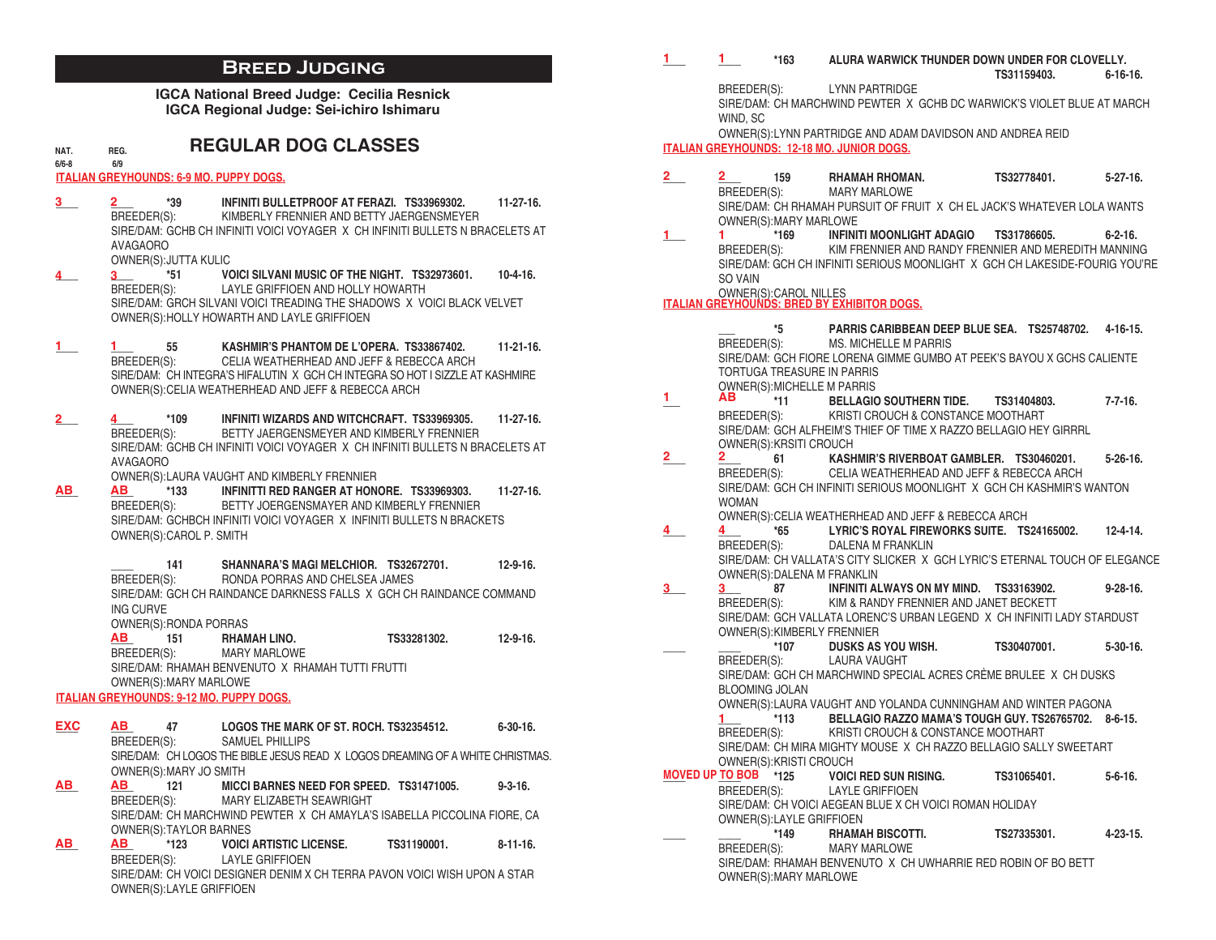# Breed Judging

**IGCA National Breed Judge: Cecilia Resnick**
**IGCA Regional Judge: Sei-ichiro Ishimaru**

## REGULAR DOG CLASSES

NAT. 6/6-8 REG. 6/9

**ITALIAN GREYHOUNDS: 6-9 MO. PUPPY DOGS.**

3 2 *39 **INFINITI BULLETPROOF AT FERAZI. TS33969302. 11-27-16.**
BREEDER(S): KIMBERLY FRENNIER AND BETTY JAERGENSMEYER
SIRE/DAM: GCHB CH INFINITI VOICI VOYAGER X CH INFINITI BULLETS N BRACELETS AT AVAGAORO
OWNER(S):JUTTA KULIC

4 3 *51 **VOICI SILVANI MUSIC OF THE NIGHT. TS32973601. 10-4-16.**
BREEDER(S): LAYLE GRIFFIOEN AND HOLLY HOWARTH
SIRE/DAM: GRCH SILVANI VOICI TREADING THE SHADOWS X VOICI BLACK VELVET
OWNER(S):HOLLY HOWARTH AND LAYLE GRIFFIOEN

1 1 55 **KASHMIR'S PHANTOM DE L'OPERA. TS33867402. 11-21-16.**
BREEDER(S): CELIA WEATHERHEAD AND JEFF & REBECCA ARCH
SIRE/DAM: CH INTEGRA'S HIFALUTIN X GCH CH INTEGRA SO HOT I SIZZLE AT KASHMIRE
OWNER(S):CELIA WEATHERHEAD AND JEFF & REBECCA ARCH

2 4 *109 **INFINITI WIZARDS AND WITCHCRAFT. TS33969305. 11-27-16.**
BREEDER(S): BETTY JAERGENSMEYER AND KIMBERLY FRENNIER
SIRE/DAM: GCHB CH INFINITI VOICI VOYAGER X CH INFINITI BULLETS N BRACELETS AT AVAGAORO
OWNER(S):LAURA VAUGHT AND KIMBERLY FRENNIER

AB AB *133 **INFINITTI RED RANGER AT HONORE. TS33969303. 11-27-16.**
BREEDER(S): BETTY JOERGENSMAYER AND KIMBERLY FRENNIER
SIRE/DAM: GCHBCH INFINITI VOICI VOYAGER X INFINITI BULLETS N BRACKETS
OWNER(S):CAROL P. SMITH

\_\_\_ 141 **SHANNARA'S MAGI MELCHIOR. TS32672701. 12-9-16.**
BREEDER(S): RONDA PORRAS AND CHELSEA JAMES
SIRE/DAM: GCH CH RAINDANCE DARKNESS FALLS X GCH CH RAINDANCE COMMAND ING CURVE
OWNER(S):RONDA PORRAS

AB 151 **RHAMAH LINO. TS33281302. 12-9-16.**
BREEDER(S): MARY MARLOWE
SIRE/DAM: RHAMAH BENVENUTO X RHAMAH TUTTI FRUTTI
OWNER(S):MARY MARLOWE

**ITALIAN GREYHOUNDS: 9-12 MO. PUPPY DOGS.**

EXC AB 47 **LOGOS THE MARK OF ST. ROCH. TS32354512. 6-30-16.**
BREEDER(S): SAMUEL PHILLIPS
SIRE/DAM: CH LOGOS THE BIBLE JESUS READ X LOGOS DREAMING OF A WHITE CHRISTMAS.
OWNER(S):MARY JO SMITH

AB AB 121 **MICCI BARNES NEED FOR SPEED. TS31471005. 9-3-16.**
BREEDER(S): MARY ELIZABETH SEAWRIGHT
SIRE/DAM: CH MARCHWIND PEWTER X CH AMAYLA'S ISABELLA PICCOLINA FIORE, CA
OWNER(S):TAYLOR BARNES

AB AB *123 **VOICI ARTISTIC LICENSE. TS31190001. 8-11-16.**
BREEDER(S): LAYLE GRIFFIOEN
SIRE/DAM: CH VOICI DESIGNER DENIM X CH TERRA PAVON VOICI WISH UPON A STAR
OWNER(S):LAYLE GRIFFIOEN

1 1 *163 **ALURA WARWICK THUNDER DOWN UNDER FOR CLOVELLY. TS31159403. 6-16-16.**
BREEDER(S): LYNN PARTRIDGE
SIRE/DAM: CH MARCHWIND PEWTER X GCHB DC WARWICK'S VIOLET BLUE AT MARCH WIND, SC
OWNER(S):LYNN PARTRIDGE AND ADAM DAVIDSON AND ANDREA REID

**ITALIAN GREYHOUNDS: 12-18 MO. JUNIOR DOGS.**

2 2 159 **RHAMAH RHOMAN. TS32778401. 5-27-16.**
BREEDER(S): MARY MARLOWE
SIRE/DAM: CH RHAMAH PURSUIT OF FRUIT X CH EL JACK'S WHATEVER LOLA WANTS
OWNER(S):MARY MARLOWE

1 1 *169 **INFINITI MOONLIGHT ADAGIO TS31786605. 6-2-16.**
BREEDER(S): KIM FRENNIER AND RANDY FRENNIER AND MEREDITH MANNING
SIRE/DAM: GCH CH INFINITI SERIOUS MOONLIGHT X GCH CH LAKESIDE-FOURIG YOU'RE SO VAIN
OWNER(S):CAROL NILLES

**ITALIAN GREYHOUNDS: BRED BY EXHIBITOR DOGS.**

\_\_\_ *5 **PARRIS CARIBBEAN DEEP BLUE SEA. TS25748702. 4-16-15.**
BREEDER(S): MS. MICHELLE M PARRIS
SIRE/DAM: GCH FIORE LORENA GIMME GUMBO AT PEEK'S BAYOU X GCHS CALIENTE TORTUGA TREASURE IN PARRIS
OWNER(S):MICHELLE M PARRIS

1 AB *11 **BELLAGIO SOUTHERN TIDE. TS31404803. 7-7-16.**
BREEDER(S): KRISTI CROUCH & CONSTANCE MOOTHART
SIRE/DAM: GCH ALFHEIM'S THIEF OF TIME X RAZZO BELLAGIO HEY GIRRRL
OWNER(S):KRSITI CROUCH

2 2 61 **KASHMIR'S RIVERBOAT GAMBLER. TS30460201. 5-26-16.**
BREEDER(S): CELIA WEATHERHEAD AND JEFF & REBECCA ARCH
SIRE/DAM: GCH CH INFINITI SERIOUS MOONLIGHT X GCH CH KASHMIR'S WANTON WOMAN
OWNER(S):CELIA WEATHERHEAD AND JEFF & REBECCA ARCH

4 4 *65 **LYRIC'S ROYAL FIREWORKS SUITE. TS24165002. 12-4-14.**
BREEDER(S): DALENA M FRANKLIN
SIRE/DAM: CH VALLATA'S CITY SLICKER X GCH LYRIC'S ETERNAL TOUCH OF ELEGANCE
OWNER(S):DALENA M FRANKLIN

3 3 87 **INFINITI ALWAYS ON MY MIND. TS33163902. 9-28-16.**
BREEDER(S): KIM & RANDY FRENNIER AND JANET BECKETT
SIRE/DAM: GCH VALLATA LORENC'S URBAN LEGEND X CH INFINITI LADY STARDUST
OWNER(S):KIMBERLY FRENNIER

\_\_\_ \_\_\_ *107 **DUSKS AS YOU WISH. TS30407001. 5-30-16.**
BREEDER(S): LAURA VAUGHT
SIRE/DAM: GCH CH MARCHWIND SPECIAL ACRES CRÈME BRULEE X CH DUSKS BLOOMING JOLAN
OWNER(S):LAURA VAUGHT AND YOLANDA CUNNINGHAM AND WINTER PAGONA

1 *113 **BELLAGIO RAZZO MAMA'S TOUGH GUY. TS26765702. 8-6-15.**
BREEDER(S): KRISTI CROUCH & CONSTANCE MOOTHART
SIRE/DAM: CH MIRA MIGHTY MOUSE X CH RAZZO BELLAGIO SALLY SWEETART
OWNER(S):KRISTI CROUCH

MOVED UP TO BOB *125 **VOICI RED SUN RISING. TS31065401. 5-6-16.**
BREEDER(S): LAYLE GRIFFIOEN
SIRE/DAM: CH VOICI AEGEAN BLUE X CH VOICI ROMAN HOLIDAY
OWNER(S):LAYLE GRIFFIOEN

\_\_\_ \_\_\_ *149 **RHAMAH BISCOTTI. TS27335301. 4-23-15.**
BREEDER(S): MARY MARLOWE
SIRE/DAM: RHAMAH BENVENUTO X CH UWHARRIE RED ROBIN OF BO BETT
OWNER(S):MARY MARLOWE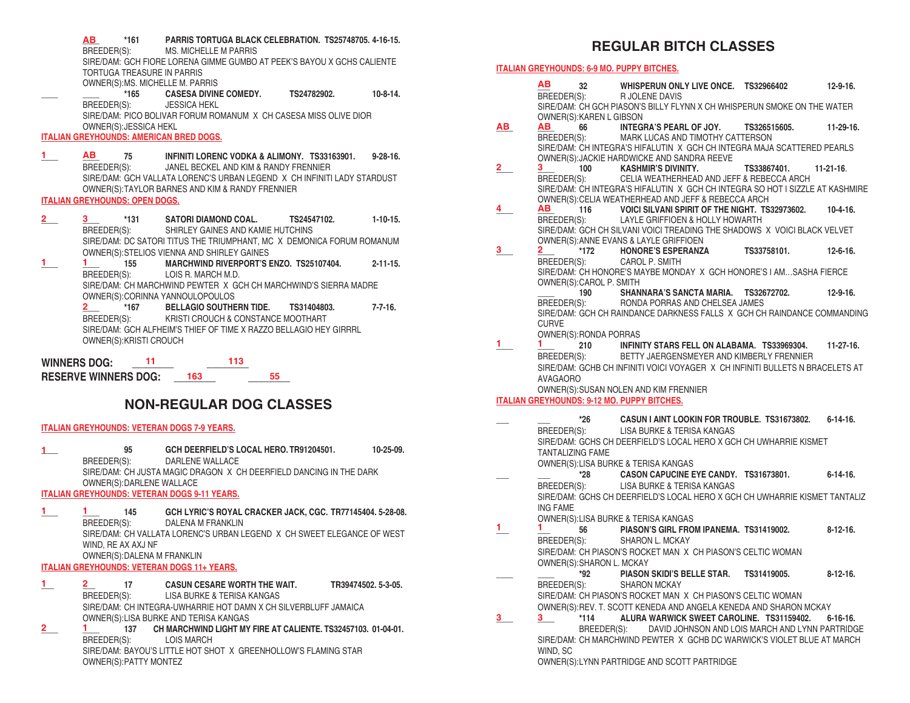AB *161 **PARRIS TORTUGA BLACK CELEBRATION. TS25748705. 4-16-15.**
BREEDER(S): MS. MICHELLE M PARRIS
SIRE/DAM: GCH FIORE LORENA GIMME GUMBO AT PEEK'S BAYOU X GCHS CALIENTE TORTUGA TREASURE IN PARRIS
OWNER(S):MS. MICHELLE M. PARRIS

___ ___ *165 **CASESA DIVINE COMEDY. TS24782902. 10-8-14.**
BREEDER(S): JESSICA HEKL
SIRE/DAM: PICO BOLIVAR FORUM ROMANUM X CH CASESA MISS OLIVE DIOR
OWNER(S):JESSICA HEKL

**ITALIAN GREYHOUNDS: AMERICAN BRED DOGS.**

1 AB 75 **INFINITI LORENC VODKA & ALIMONY. TS33163901. 9-28-16.**
BREEDER(S): JANEL BECKEL AND KIM & RANDY FRENNIER
SIRE/DAM: GCH VALLATA LORENC'S URBAN LEGEND X CH INFINITI LADY STARDUST
OWNER(S):TAYLOR BARNES AND KIM & RANDY FRENNIER

**ITALIAN GREYHOUNDS: OPEN DOGS.**

2 3 *131 **SATORI DIAMOND COAL. TS24547102. 1-10-15.**
BREEDER(S): SHIRLEY GAINES AND KAMIE HUTCHINS
SIRE/DAM: DC SATORI TITUS THE TRIUMPHANT, MC X DEMONICA FORUM ROMANUM
OWNER(S):STELIOS VIENNA AND SHIRLEY GAINES

1 1 155 **MARCHWIND RIVERPORT'S ENZO. TS25107404. 2-11-15.**
BREEDER(S): LOIS R. MARCH M.D.
SIRE/DAM: CH MARCHWIND PEWTER X GCH CH MARCHWIND'S SIERRA MADRE
OWNER(S):CORINNA YANNOULOPOULOS

2 *167 **BELLAGIO SOUTHERN TIDE. TS31404803. 7-7-16.**
BREEDER(S): KRISTI CROUCH & CONSTANCE MOOTHART
SIRE/DAM: GCH ALFHEIM'S THIEF OF TIME X RAZZO BELLAGIO HEY GIRRRL
OWNER(S):KRISTI CROUCH

**WINNERS DOG:** 11 113
**RESERVE WINNERS DOG:** 163 55

## NON-REGULAR DOG CLASSES

**ITALIAN GREYHOUNDS: VETERAN DOGS 7-9 YEARS.**

1 95 **GCH DEERFIELD'S LOCAL HERO. TR91204501. 10-25-09.**
BREEDER(S): DARLENE WALLACE
SIRE/DAM: CH JUSTA MAGIC DRAGON X CH DEERFIELD DANCING IN THE DARK
OWNER(S):DARLENE WALLACE

**ITALIAN GREYHOUNDS: VETERAN DOGS 9-11 YEARS.**

1 1 145 **GCH LYRIC'S ROYAL CRACKER JACK, CGC. TR77145404. 5-28-08.**
BREEDER(S): DALENA M FRANKLIN
SIRE/DAM: CH VALLATA LORENC'S URBAN LEGEND X CH SWEET ELEGANCE OF WEST WIND, RE AX AXJ NF
OWNER(S):DALENA M FRANKLIN

**ITALIAN GREYHOUNDS: VETERAN DOGS 11+ YEARS.**

1 2 17 **CASUN CESARE WORTH THE WAIT. TR39474502. 5-3-05.**
BREEDER(S): LISA BURKE & TERISA KANGAS
SIRE/DAM: CH INTEGRA-UWHARRIE HOT DAMN X CH SILVERBLUFF JAMAICA
OWNER(S):LISA BURKE AND TERISA KANGAS

2 1 137 **CH MARCHWIND LIGHT MY FIRE AT CALIENTE. TS32457103. 01-04-01.**
BREEDER(S): LOIS MARCH
SIRE/DAM: BAYOU'S LITTLE HOT SHOT X GREENHOLLOW'S FLAMING STAR
OWNER(S):PATTY MONTEZ

## REGULAR BITCH CLASSES

**ITALIAN GREYHOUNDS: 6-9 MO. PUPPY BITCHES.**

AB 32 **WHISPERUN ONLY LIVE ONCE. TS32966402 12-9-16.**
BREEDER(S): R JOLENE DAVIS
SIRE/DAM: CH GCH PIASON'S BILLY FLYNN X CH WHISPERUN SMOKE ON THE WATER
OWNER(S):KAREN L GIBSON

AB AB 66 **INTEGRA'S PEARL OF JOY. TS326515605. 11-29-16.**
BREEDER(S): MARK LUCAS AND TIMOTHY CATTERSON
SIRE/DAM: CH INTEGRA'S HIFALUTIN X GCH CH INTEGRA MAJA SCATTERED PEARLS
OWNER(S):JACKIE HARDWICKE AND SANDRA REEVE

2 3 100 **KASHMIR'S DIVINITY. TS33867401. 11-21-16.**
BREEDER(S): CELIA WEATHERHEAD AND JEFF & REBECCA ARCH
SIRE/DAM: CH INTEGRA'S HIFALUTIN X GCH CH INTEGRA SO HOT I SIZZLE AT KASHMIRE
OWNER(S):CELIA WEATHERHEAD AND JEFF & REBECCA ARCH

4 AB 116 **VOICI SILVANI SPIRIT OF THE NIGHT. TS32973602. 10-4-16.**
BREEDER(S): LAYLE GRIFFIOEN & HOLLY HOWARTH
SIRE/DAM: GCH CH SILVANI VOICI TREADING THE SHADOWS X VOICI BLACK VELVET
OWNER(S):ANNE EVANS & LAYLE GRIFFIOEN

3 2 *172 **HONORE'S ESPERANZA TS33758101. 12-6-16.**
BREEDER(S): CAROL P. SMITH
SIRE/DAM: CH HONORE'S MAYBE MONDAY X GCH HONORE'S I AM…SASHA FIERCE
OWNER(S):CAROL P. SMITH

___ 190 **SHANNARA'S SANCTA MARIA. TS32672702. 12-9-16.**
BREEDER(S): RONDA PORRAS AND CHELSEA JAMES
SIRE/DAM: GCH CH RAINDANCE DARKNESS FALLS X GCH CH RAINDANCE COMMANDING CURVE
OWNER(S):RONDA PORRAS

1 1 210 **INFINITY STARS FELL ON ALABAMA. TS33969304. 11-27-16.**
BREEDER(S): BETTY JAERGENSMEYER AND KIMBERLY FRENNIER
SIRE/DAM: GCHB CH INFINITI VOICI VOYAGER X CH INFINITI BULLETS N BRACELETS AT AVAGAORO
OWNER(S):SUSAN NOLEN AND KIM FRENNIER

**ITALIAN GREYHOUNDS: 9-12 MO. PUPPY BITCHES.**

___ ___ *26 **CASUN I AINT LOOKIN FOR TROUBLE. TS31673802. 6-14-16.**
BREEDER(S): LISA BURKE & TERISA KANGAS
SIRE/DAM: GCHS CH DEERFIELD'S LOCAL HERO X GCH CH UWHARRIE KISMET TANTALIZING FAME
OWNER(S):LISA BURKE & TERISA KANGAS

___ ___ *28 **CASON CAPUCINE EYE CANDY. TS31673801. 6-14-16.**
BREEDER(S): LISA BURKE & TERISA KANGAS
SIRE/DAM: GCHS CH DEERFIELD'S LOCAL HERO X GCH CH UWHARRIE KISMET TANTALIZ ING FAME
OWNER(S):LISA BURKE & TERISA KANGAS

1 1 56 **PIASON'S GIRL FROM IPANEMA. TS31419002. 8-12-16.**
BREEDER(S): SHARON L. MCKAY
SIRE/DAM: CH PIASON'S ROCKET MAN X CH PIASON'S CELTIC WOMAN
OWNER(S):SHARON L. MCKAY

___ ___ *92 **PIASON SKIDI'S BELLE STAR. TS31419005. 8-12-16.**
BREEDER(S): SHARON MCKAY
SIRE/DAM: CH PIASON'S ROCKET MAN X CH PIASON'S CELTIC WOMAN
OWNER(S):REV. T. SCOTT KENEDA AND ANGELA KENEDA AND SHARON MCKAY

3 3 *114 **ALURA WARWICK SWEET CAROLINE. TS31159402. 6-16-16.**
BREEDER(S): DAVID JOHNSON AND LOIS MARCH AND LYNN PARTRIDGE
SIRE/DAM: CH MARCHWIND PEWTER X GCHB DC WARWICK'S VIOLET BLUE AT MARCH WIND, SC
OWNER(S):LYNN PARTRIDGE AND SCOTT PARTRIDGE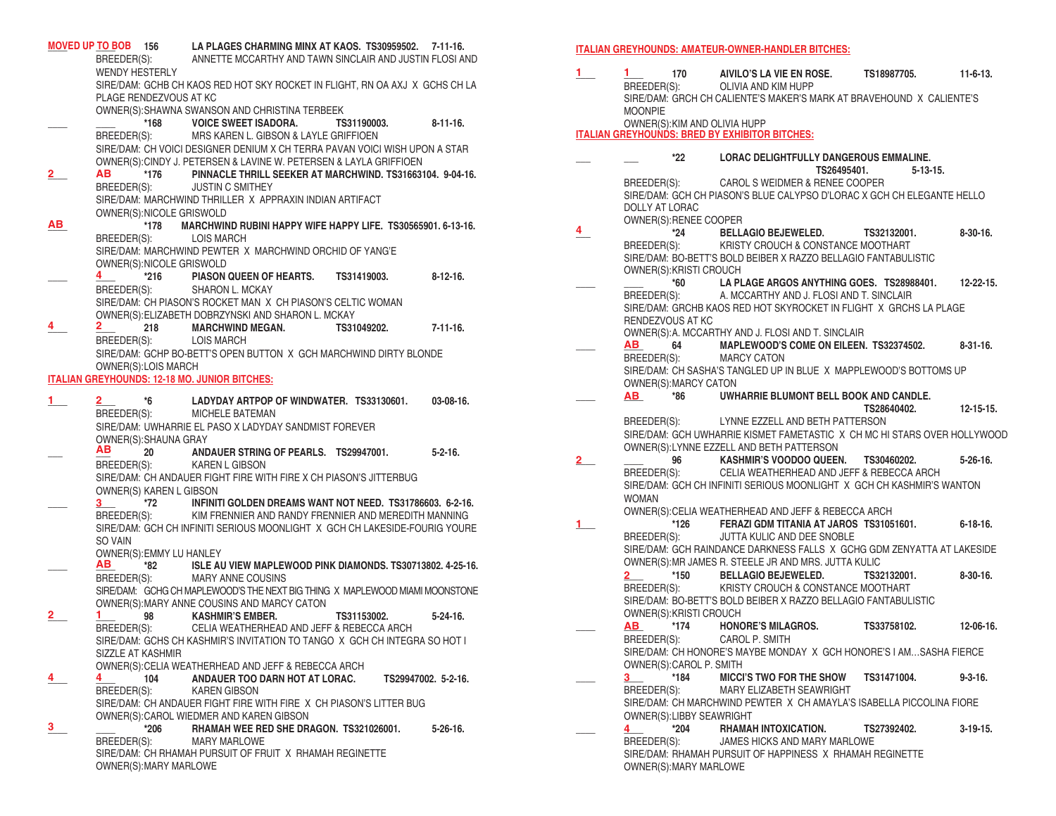**MOVED UP TO BOB** 156 **LA PLAGES CHARMING MINX AT KAOS. TS30959502. 7-11-16.**
BREEDER(S): ANNETTE MCCARTHY AND TAWN SINCLAIR AND JUSTIN FLOSI AND WENDY HESTERLY
SIRE/DAM: GCHB CH KAOS RED HOT SKY ROCKET IN FLIGHT, RN OA AXJ X GCHS CH LA PLAGE RENDEZVOUS AT KC
OWNER(S):SHAWNA SWANSON AND CHRISTINA TERBEEK

___ ___ *168 **VOICE SWEET ISADORA. TS31190003. 8-11-16.**
BREEDER(S): MRS KAREN L. GIBSON & LAYLE GRIFFIOEN
SIRE/DAM: CH VOICI DESIGNER DENIUM X CH TERRA PAVAN VOICI WISH UPON A STAR
OWNER(S):CINDY J. PETERSEN & LAVINE W. PETERSEN & LAYLA GRIFFIOEN

2 AB *176 **PINNACLE THRILL SEEKER AT MARCHWIND. TS31663104. 9-04-16.**
BREEDER(S): JUSTIN C SMITHEY
SIRE/DAM: MARCHWIND THRILLER X APPRAXIN INDIAN ARTIFACT
OWNER(S):NICOLE GRISWOLD

AB *178 **MARCHWIND RUBINI HAPPY WIFE HAPPY LIFE. TS30565901. 6-13-16.**
BREEDER(S): LOIS MARCH
SIRE/DAM: MARCHWIND PEWTER X MARCHWIND ORCHID OF YANG'E
OWNER(S):NICOLE GRISWOLD

___ 4 *216 **PIASON QUEEN OF HEARTS. TS31419003. 8-12-16.**
BREEDER(S): SHARON L. MCKAY
SIRE/DAM: CH PIASON'S ROCKET MAN X CH PIASON'S CELTIC WOMAN
OWNER(S):ELIZABETH DOBRZYNSKI AND SHARON L. MCKAY

4 2 218 **MARCHWIND MEGAN. TS31049202. 7-11-16.**
BREEDER(S): LOIS MARCH
SIRE/DAM: GCHP BO-BETT'S OPEN BUTTON X GCH MARCHWIND DIRTY BLONDE
OWNER(S):LOIS MARCH

## ITALIAN GREYHOUNDS: 12-18 MO. JUNIOR BITCHES:

1 2 *6 **LADYDAY ARTPOP OF WINDWATER. TS33130601. 03-08-16.**
BREEDER(S): MICHELE BATEMAN
SIRE/DAM: UWHARRIE EL PASO X LADYDAY SANDMIST FOREVER
OWNER(S):SHAUNA GRAY

___ AB 20 **ANDAUER STRING OF PEARLS. TS29947001. 5-2-16.**
BREEDER(S): KAREN L GIBSON
SIRE/DAM: CH ANDAUER FIGHT FIRE WITH FIRE X CH PIASON'S JITTERBUG
OWNER(S) KAREN L GIBSON

___ 3 *72 **INFINITI GOLDEN DREAMS WANT NOT NEED. TS31786603. 6-2-16.**
BREEDER(S): KIM FRENNIER AND RANDY FRENNIER AND MEREDITH MANNING
SIRE/DAM: GCH CH INFINITI SERIOUS MOONLIGHT X GCH CH LAKESIDE-FOURIG YOURE SO VAIN
OWNER(S):EMMY LU HANLEY

___ AB *82 **ISLE AU VIEW MAPLEWOOD PINK DIAMONDS. TS30713802. 4-25-16.**
BREEDER(S): MARY ANNE COUSINS
SIRE/DAM: GCHG CH MAPLEWOOD'S THE NEXT BIG THING X MAPLEWOOD MIAMI MOONSTONE
OWNER(S):MARY ANNE COUSINS AND MARCY CATON

2 1 98 **KASHMIR'S EMBER. TS31153002. 5-24-16.**
BREEDER(S): CELIA WEATHERHEAD AND JEFF & REBECCA ARCH
SIRE/DAM: GCHS CH KASHMIR'S INVITATION TO TANGO X GCH CH INTEGRA SO HOT I SIZZLE AT KASHMIR
OWNER(S):CELIA WEATHERHEAD AND JEFF & REBECCA ARCH

4 4 104 **ANDAUER TOO DARN HOT AT LORAC. TS29947002. 5-2-16.**
BREEDER(S): KAREN GIBSON
SIRE/DAM: CH ANDAUER FIGHT FIRE WITH FIRE X CH PIASON'S LITTER BUG
OWNER(S):CAROL WIEDMER AND KAREN GIBSON

3 ___ *206 **RHAMAH WEE RED SHE DRAGON. TS321026001. 5-26-16.**
BREEDER(S): MARY MARLOWE
SIRE/DAM: CH RHAMAH PURSUIT OF FRUIT X RHAMAH REGINETTE
OWNER(S):MARY MARLOWE

## ITALIAN GREYHOUNDS: AMATEUR-OWNER-HANDLER BITCHES:

1 1 170 **AIVILO'S LA VIE EN ROSE. TS18987705. 11-6-13.**
BREEDER(S): OLIVIA AND KIM HUPP
SIRE/DAM: GRCH CH CALIENTE'S MAKER'S MARK AT BRAVEHOUND X CALIENTE'S MOONPIE
OWNER(S):KIM AND OLIVIA HUPP

## ITALIAN GREYHOUNDS: BRED BY EXHIBITOR BITCHES:

___ ___ *22 **LORAC DELIGHTFULLY DANGEROUS EMMALINE. TS26495401. 5-13-15.**
BREEDER(S): CAROL S WEIDMER & RENEE COOPER
SIRE/DAM: GCH CH PIASON'S BLUE CALYPSO D'LORAC X GCH CH ELEGANTE HELLO DOLLY AT LORAC
OWNER(S):RENEE COOPER

4 *24 **BELLAGIO BEJEWELED. TS32132001. 8-30-16.**
BREEDER(S): KRISTY CROUCH & CONSTANCE MOOTHART
SIRE/DAM: BO-BETT'S BOLD BEIBER X RAZZO BELLAGIO FANTABULISTIC
OWNER(S):KRISTI CROUCH

___ ___ *60 **LA PLAGE ARGOS ANYTHING GOES. TS28988401. 12-22-15.**
BREEDER(S): A. MCCARTHY AND J. FLOSI AND T. SINCLAIR
SIRE/DAM: GRCHB KAOS RED HOT SKYROCKET IN FLIGHT X GRCHS LA PLAGE RENDEZVOUS AT KC
OWNER(S):A. MCCARTHY AND J. FLOSI AND T. SINCLAIR

___ AB 64 **MAPLEWOOD'S COME ON EILEEN. TS32374502. 8-31-16.**
BREEDER(S): MARCY CATON
SIRE/DAM: CH SASHA'S TANGLED UP IN BLUE X MAPPLEWOOD'S BOTTOMS UP
OWNER(S):MARCY CATON

___ AB *86 **UWHARRIE BLUMONT BELL BOOK AND CANDLE. TS28640402. 12-15-15.**
BREEDER(S): LYNNE EZZELL AND BETH PATTERSON
SIRE/DAM: GCH UWHARRIE KISMET FAMETASTIC X CH MC HI STARS OVER HOLLYWOOD
OWNER(S):LYNNE EZZELL AND BETH PATTERSON

2 ___ 96 **KASHMIR'S VOODOO QUEEN. TS30460202. 5-26-16.**
BREEDER(S): CELIA WEATHERHEAD AND JEFF & REBECCA ARCH
SIRE/DAM: GCH CH INFINITI SERIOUS MOONLIGHT X GCH CH KASHMIR'S WANTON WOMAN
OWNER(S):CELIA WEATHERHEAD AND JEFF & REBECCA ARCH

1 *126 **FERAZI GDM TITANIA AT JAROS TS31051601. 6-18-16.**
BREEDER(S): JUTTA KULIC AND DEE SNOBLE
SIRE/DAM: GCH RAINDANCE DARKNESS FALLS X GCHG GDM ZENYATTA AT LAKESIDE
OWNER(S):MR JAMES R. STEELE JR AND MRS. JUTTA KULIC

2 *150 **BELLAGIO BEJEWELED. TS32132001. 8-30-16.**
BREEDER(S): KRISTY CROUCH & CONSTANCE MOOTHART
SIRE/DAM: BO-BETT'S BOLD BEIBER X RAZZO BELLAGIO FANTABULISTIC
OWNER(S):KRISTI CROUCH

___ AB *174 **HONORE'S MILAGROS. TS33758102. 12-06-16.**
BREEDER(S): CAROL P. SMITH
SIRE/DAM: CH HONORE'S MAYBE MONDAY X GCH HONORE'S I AM…SASHA FIERCE
OWNER(S):CAROL P. SMITH

___ 3 *184 **MICCI'S TWO FOR THE SHOW TS31471004. 9-3-16.**
BREEDER(S): MARY ELIZABETH SEAWRIGHT
SIRE/DAM: CH MARCHWIND PEWTER X CH AMAYLA'S ISABELLA PICCOLINA FIORE
OWNER(S):LIBBY SEAWRIGHT

___ 4 *204 **RHAMAH INTOXICATION. TS27392402. 3-19-15.**
BREEDER(S): JAMES HICKS AND MARY MARLOWE
SIRE/DAM: RHAMAH PURSUIT OF HAPPINESS X RHAMAH REGINETTE
OWNER(S):MARY MARLOWE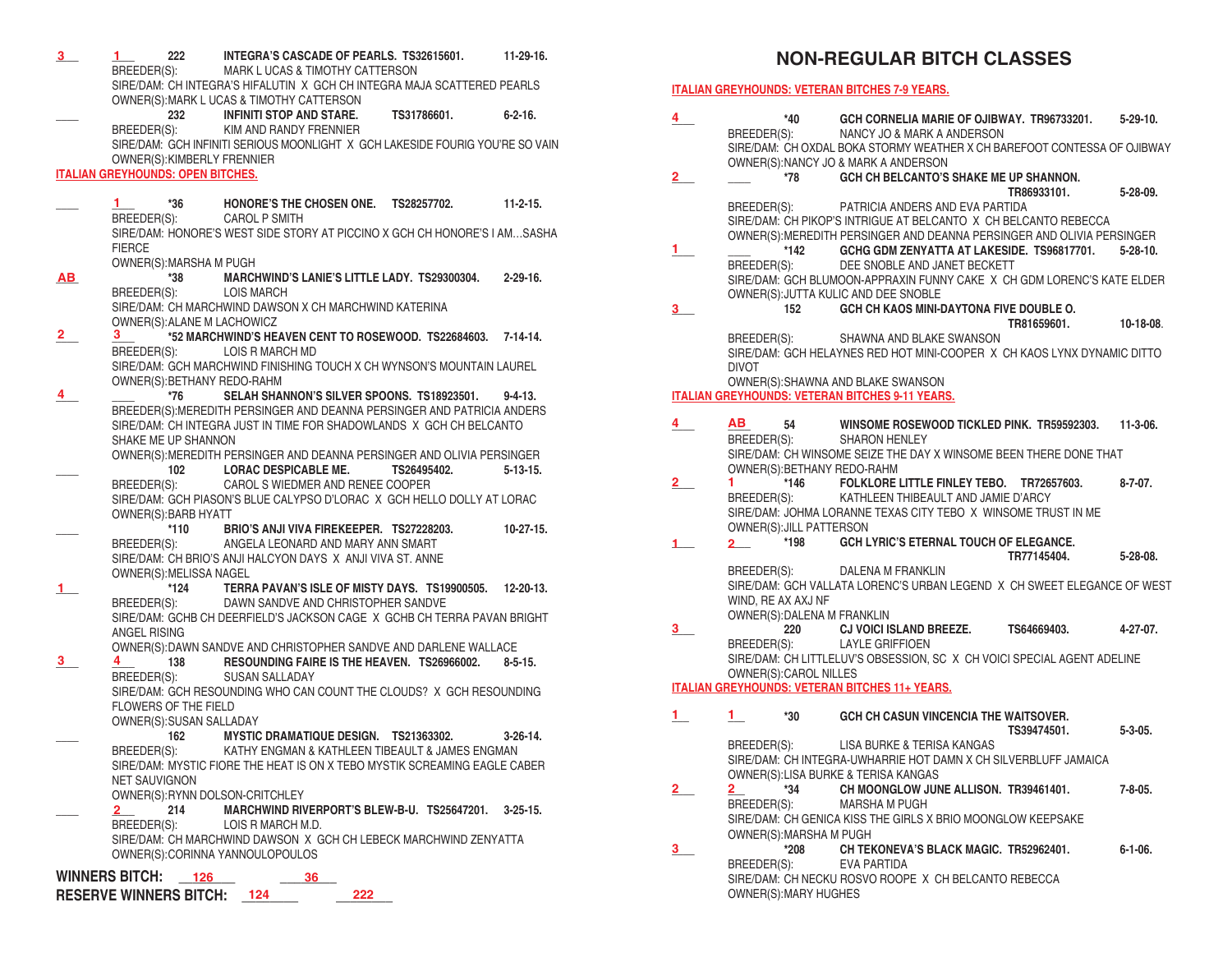3 1 222 **INTEGRA'S CASCADE OF PEARLS. TS32615601. 11-29-16.**
BREEDER(S): MARK L UCAS & TIMOTHY CATTERSON
SIRE/DAM: CH INTEGRA'S HIFALUTIN X GCH CH INTEGRA MAJA SCATTERED PEARLS
OWNER(S):MARK L UCAS & TIMOTHY CATTERSON

___ 232 **INFINITI STOP AND STARE. TS31786601. 6-2-16.**
BREEDER(S): KIM AND RANDY FRENNIER
SIRE/DAM: GCH INFINITI SERIOUS MOONLIGHT X GCH LAKESIDE FOURIG YOU'RE SO VAIN
OWNER(S):KIMBERLY FRENNIER

## ITALIAN GREYHOUNDS: OPEN BITCHES.

___ 1 *36 **HONORE'S THE CHOSEN ONE. TS28257702. 11-2-15.**
BREEDER(S): CAROL P SMITH
SIRE/DAM: HONORE'S WEST SIDE STORY AT PICCINO X GCH CH HONORE'S I AM…SASHA FIERCE
OWNER(S):MARSHA M PUGH

AB *38 **MARCHWIND'S LANIE'S LITTLE LADY. TS29300304. 2-29-16.**
BREEDER(S): LOIS MARCH
SIRE/DAM: CH MARCHWIND DAWSON X CH MARCHWIND KATERINA
OWNER(S):ALANE M LACHOWICZ

2 3 *52 **MARCHWIND'S HEAVEN CENT TO ROSEWOOD. TS22684603. 7-14-14.**
BREEDER(S): LOIS R MARCH MD
SIRE/DAM: GCH MARCHWIND FINISHING TOUCH X CH WYNSON'S MOUNTAIN LAUREL
OWNER(S):BETHANY REDO-RAHM

4 ___ *76 **SELAH SHANNON'S SILVER SPOONS. TS18923501. 9-4-13.**
BREEDER(S):MEREDITH PERSINGER AND DEANNA PERSINGER AND PATRICIA ANDERS
SIRE/DAM: CH INTEGRA JUST IN TIME FOR SHADOWLANDS X GCH CH BELCANTO SHAKE ME UP SHANNON
OWNER(S):MEREDITH PERSINGER AND DEANNA PERSINGER AND OLIVIA PERSINGER

___ 102 **LORAC DESPICABLE ME. TS26495402. 5-13-15.**
BREEDER(S): CAROL S WIEDMER AND RENEE COOPER
SIRE/DAM: GCH PIASON'S BLUE CALYPSO D'LORAC X GCH HELLO DOLLY AT LORAC
OWNER(S):BARB HYATT

___ *110 **BRIO'S ANJI VIVA FIREKEEPER. TS27228203. 10-27-15.**
BREEDER(S): ANGELA LEONARD AND MARY ANN SMART
SIRE/DAM: CH BRIO'S ANJI HALCYON DAYS X ANJI VIVA ST. ANNE
OWNER(S):MELISSA NAGEL

1 *124 **TERRA PAVAN'S ISLE OF MISTY DAYS. TS19900505. 12-20-13.**
BREEDER(S): DAWN SANDVE AND CHRISTOPHER SANDVE
SIRE/DAM: GCHB CH DEERFIELD'S JACKSON CAGE X GCHB CH TERRA PAVAN BRIGHT ANGEL RISING
OWNER(S):DAWN SANDVE AND CHRISTOPHER SANDVE AND DARLENE WALLACE

3 4 138 **RESOUNDING FAIRE IS THE HEAVEN. TS26966002. 8-5-15.**
BREEDER(S): SUSAN SALLADAY
SIRE/DAM: GCH RESOUNDING WHO CAN COUNT THE CLOUDS? X GCH RESOUNDING FLOWERS OF THE FIELD
OWNER(S):SUSAN SALLADAY

___ 162 **MYSTIC DRAMATIQUE DESIGN. TS21363302. 3-26-14.**
BREEDER(S): KATHY ENGMAN & KATHLEEN TIBEAULT & JAMES ENGMAN
SIRE/DAM: MYSTIC FIORE THE HEAT IS ON X TEBO MYSTIK SCREAMING EAGLE CABER NET SAUVIGNON
OWNER(S):RYNN DOLSON-CRITCHLEY

___ 2 214 **MARCHWIND RIVERPORT'S BLEW-B-U. TS25647201. 3-25-15.**
BREEDER(S): LOIS R MARCH M.D.
SIRE/DAM: CH MARCHWIND DAWSON X GCH CH LEBECK MARCHWIND ZENYATTA
OWNER(S):CORINNA YANNOULOPOULOS

**WINNERS BITCH:** 126 36
**RESERVE WINNERS BITCH:** 124 222

# NON-REGULAR BITCH CLASSES

## ITALIAN GREYHOUNDS: VETERAN BITCHES 7-9 YEARS.

4 *40 **GCH CORNELIA MARIE OF OJIBWAY. TR96733201. 5-29-10.**
BREEDER(S): NANCY JO & MARK A ANDERSON
SIRE/DAM: CH OXDAL BOKA STORMY WEATHER X CH BAREFOOT CONTESSA OF OJIBWAY
OWNER(S):NANCY JO & MARK A ANDERSON

2 ___ *78 **GCH CH BELCANTO'S SHAKE ME UP SHANNON. TR86933101. 5-28-09.**
BREEDER(S): PATRICIA ANDERS AND EVA PARTIDA
SIRE/DAM: CH PIKOP'S INTRIGUE AT BELCANTO X CH BELCANTO REBECCA
OWNER(S):MEREDITH PERSINGER AND DEANNA PERSINGER AND OLIVIA PERSINGER

1 ___ *142 **GCHG GDM ZENYATTA AT LAKESIDE. TS96817701. 5-28-10.**
BREEDER(S): DEE SNOBLE AND JANET BECKETT
SIRE/DAM: GCH BLUMOON-APPRAXIN FUNNY CAKE X CH GDM LORENC'S KATE ELDER
OWNER(S):JUTTA KULIC AND DEE SNOBLE

3 152 **GCH CH KAOS MINI-DAYTONA FIVE DOUBLE O. TR81659601. 10-18-08.**
BREEDER(S): SHAWNA AND BLAKE SWANSON
SIRE/DAM: GCH HELAYNES RED HOT MINI-COOPER X CH KAOS LYNX DYNAMIC DITTO DIVOT
OWNER(S):SHAWNA AND BLAKE SWANSON

## ITALIAN GREYHOUNDS: VETERAN BITCHES 9-11 YEARS.

4 AB 54 **WINSOME ROSEWOOD TICKLED PINK. TR59592303. 11-3-06.**
BREEDER(S): SHARON HENLEY
SIRE/DAM: CH WINSOME SEIZE THE DAY X WINSOME BEEN THERE DONE THAT
OWNER(S):BETHANY REDO-RAHM

2 1 *146 **FOLKLORE LITTLE FINLEY TEBO. TR72657603. 8-7-07.**
BREEDER(S): KATHLEEN THIBEAULT AND JAMIE D'ARCY
SIRE/DAM: JOHMA LORANNE TEXAS CITY TEBO X WINSOME TRUST IN ME
OWNER(S):JILL PATTERSON

1 2 *198 **GCH LYRIC'S ETERNAL TOUCH OF ELEGANCE. TR77145404. 5-28-08.**
BREEDER(S): DALENA M FRANKLIN
SIRE/DAM: GCH VALLATA LORENC'S URBAN LEGEND X CH SWEET ELEGANCE OF WEST WIND, RE AX AXJ NF
OWNER(S):DALENA M FRANKLIN

3 220 **CJ VOICI ISLAND BREEZE. TS64669403. 4-27-07.**
BREEDER(S): LAYLE GRIFFIOEN
SIRE/DAM: CH LITTLELUV'S OBSESSION, SC X CH VOICI SPECIAL AGENT ADELINE
OWNER(S):CAROL NILLES

## ITALIAN GREYHOUNDS: VETERAN BITCHES 11+ YEARS.

1 1 *30 **GCH CH CASUN VINCENCIA THE WAITSOVER. TS39474501. 5-3-05.**
BREEDER(S): LISA BURKE & TERISA KANGAS
SIRE/DAM: CH INTEGRA-UWHARRIE HOT DAMN X CH SILVERBLUFF JAMAICA
OWNER(S):LISA BURKE & TERISA KANGAS

2 2 *34 **CH MOONGLOW JUNE ALLISON. TR39461401. 7-8-05.**
BREEDER(S): MARSHA M PUGH
SIRE/DAM: CH GENICA KISS THE GIRLS X BRIO MOONGLOW KEEPSAKE
OWNER(S):MARSHA M PUGH

3 *208 **CH TEKONEVA'S BLACK MAGIC. TR52962401. 6-1-06.**
BREEDER(S): EVA PARTIDA
SIRE/DAM: CH NECKU ROSVO ROOPE X CH BELCANTO REBECCA
OWNER(S):MARY HUGHES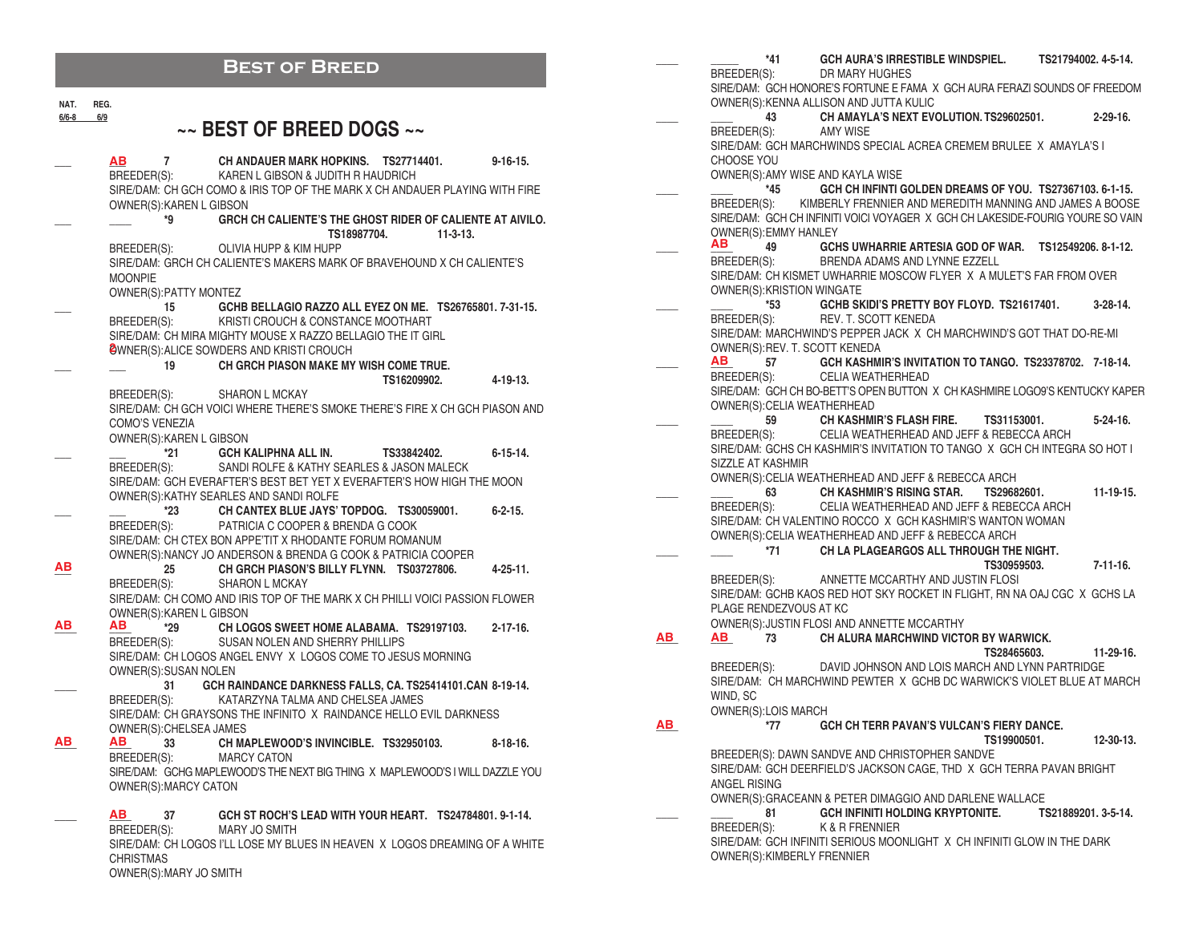# Best of Breed

NAT. REG.
6/6-8 6/9

## ~~ BEST OF BREED DOGS ~~

AB 7 **CH ANDAUER MARK HOPKINS. TS27714401. 9-16-15.**
BREEDER(S): KAREN L GIBSON & JUDITH R HAUDRICH
SIRE/DAM: CH GCH COMO & IRIS TOP OF THE MARK X CH ANDAUER PLAYING WITH FIRE
OWNER(S):KAREN L GIBSON

*9 **GRCH CH CALIENTE'S THE GHOST RIDER OF CALIENTE AT AIVILO. TS18987704. 11-3-13.**
BREEDER(S): OLIVIA HUPP & KIM HUPP
SIRE/DAM: GRCH CH CALIENTE'S MAKERS MARK OF BRAVEHOUND X CH CALIENTE'S MOONPIE
OWNER(S):PATTY MONTEZ

15 **GCHB BELLAGIO RAZZO ALL EYEZ ON ME. TS26765801. 7-31-15.**
BREEDER(S): KRISTI CROUCH & CONSTANCE MOOTHART
SIRE/DAM: CH MIRA MIGHTY MOUSE X RAZZO BELLAGIO THE IT GIRL
OWNER(S):ALICE SOWDERS AND KRISTI CROUCH

19 **CH GRCH PIASON MAKE MY WISH COME TRUE. TS16209902. 4-19-13.**
BREEDER(S): SHARON L MCKAY
SIRE/DAM: CH GCH VOICI WHERE THERE'S SMOKE THERE'S FIRE X CH GCH PIASON AND COMO'S VENEZIA
OWNER(S):KAREN L GIBSON

*21 **GCH KALIPHNA ALL IN. TS33842402. 6-15-14.**
BREEDER(S): SANDI ROLFE & KATHY SEARLES & JASON MALECK
SIRE/DAM: GCH EVERAFTER'S BEST BET YET X EVERAFTER'S HOW HIGH THE MOON
OWNER(S):KATHY SEARLES AND SANDI ROLFE

*23 **CH CANTEX BLUE JAYS' TOPDOG. TS30059001. 6-2-15.**
BREEDER(S): PATRICIA C COOPER & BRENDA G COOK
SIRE/DAM: CH CTEX BON APPE'TIT X RHODANTE FORUM ROMANUM
OWNER(S):NANCY JO ANDERSON & BRENDA G COOK & PATRICIA COOPER

AB 25 **CH GRCH PIASON'S BILLY FLYNN. TS03727806. 4-25-11.**
BREEDER(S): SHARON L MCKAY
SIRE/DAM: CH COMO AND IRIS TOP OF THE MARK X CH PHILLI VOICI PASSION FLOWER
OWNER(S):KAREN L GIBSON

AB AB *29 **CH LOGOS SWEET HOME ALABAMA. TS29197103. 2-17-16.**
BREEDER(S): SUSAN NOLEN AND SHERRY PHILLIPS
SIRE/DAM: CH LOGOS ANGEL ENVY X LOGOS COME TO JESUS MORNING
OWNER(S):SUSAN NOLEN

31 **GCH RAINDANCE DARKNESS FALLS, CA. TS25414101.CAN 8-19-14.**
BREEDER(S): KATARZYNA TALMA AND CHELSEA JAMES
SIRE/DAM: CH GRAYSONS THE INFINITO X RAINDANCE HELLO EVIL DARKNESS
OWNER(S):CHELSEA JAMES

AB AB 33 **CH MAPLEWOOD'S INVINCIBLE. TS32950103. 8-18-16.**
BREEDER(S): MARCY CATON
SIRE/DAM: GCHG MAPLEWOOD'S THE NEXT BIG THING X MAPLEWOOD'S I WILL DAZZLE YOU
OWNER(S):MARCY CATON

AB 37 **GCH ST ROCH'S LEAD WITH YOUR HEART. TS24784801. 9-1-14.**
BREEDER(S): MARY JO SMITH
SIRE/DAM: CH LOGOS I'LL LOSE MY BLUES IN HEAVEN X LOGOS DREAMING OF A WHITE CHRISTMAS
OWNER(S):MARY JO SMITH

*41 **GCH AURA'S IRRESTIBLE WINDSPIEL. TS21794002. 4-5-14.**
BREEDER(S): DR MARY HUGHES
SIRE/DAM: GCH HONORE'S FORTUNE E FAMA X GCH AURA FERAZI SOUNDS OF FREEDOM
OWNER(S):KENNA ALLISON AND JUTTA KULIC

43 **CH AMAYLA'S NEXT EVOLUTION. TS29602501. 2-29-16.**
BREEDER(S): AMY WISE
SIRE/DAM: GCH MARCHWINDS SPECIAL ACREA CREMEM BRULEE X AMAYLA'S I CHOOSE YOU
OWNER(S):AMY WISE AND KAYLA WISE

*45 **GCH CH INFINTI GOLDEN DREAMS OF YOU. TS27367103. 6-1-15.**
BREEDER(S): KIMBERLY FRENNIER AND MEREDITH MANNING AND JAMES A BOOSE
SIRE/DAM: GCH CH INFINITI VOICI VOYAGER X GCH CH LAKESIDE-FOURIG YOURE SO VAIN
OWNER(S):EMMY HANLEY

AB 49 **GCHS UWHARRIE ARTESIA GOD OF WAR. TS12549206. 8-1-12.**
BREEDER(S): BRENDA ADAMS AND LYNNE EZZELL
SIRE/DAM: CH KISMET UWHARRIE MOSCOW FLYER X A MULET'S FAR FROM OVER
OWNER(S):KRISTION WINGATE

*53 **GCHB SKIDI'S PRETTY BOY FLOYD. TS21617401. 3-28-14.**
BREEDER(S): REV. T. SCOTT KENEDA
SIRE/DAM: MARCHWIND'S PEPPER JACK X CH MARCHWIND'S GOT THAT DO-RE-MI
OWNER(S):REV. T. SCOTT KENEDA

AB 57 **GCH KASHMIR'S INVITATION TO TANGO. TS23378702. 7-18-14.**
BREEDER(S): CELIA WEATHERHEAD
SIRE/DAM: GCH CH BO-BETT'S OPEN BUTTON X CH KASHMIRE LOGO9'S KENTUCKY KAPER
OWNER(S):CELIA WEATHERHEAD

59 **CH KASHMIR'S FLASH FIRE. TS31153001. 5-24-16.**
BREEDER(S): CELIA WEATHERHEAD AND JEFF & REBECCA ARCH
SIRE/DAM: GCHS CH KASHMIR'S INVITATION TO TANGO X GCH CH INTEGRA SO HOT I SIZZLE AT KASHMIR
OWNER(S):CELIA WEATHERHEAD AND JEFF & REBECCA ARCH

63 **CH KASHMIR'S RISING STAR. TS29682601. 11-19-15.**
BREEDER(S): CELIA WEATHERHEAD AND JEFF & REBECCA ARCH
SIRE/DAM: CH VALENTINO ROCCO X GCH KASHMIR'S WANTON WOMAN
OWNER(S):CELIA WEATHERHEAD AND JEFF & REBECCA ARCH

*71 **CH LA PLAGEARGOS ALL THROUGH THE NIGHT. TS30959503. 7-11-16.**
BREEDER(S): ANNETTE MCCARTHY AND JUSTIN FLOSI
SIRE/DAM: GCHB KAOS RED HOT SKY ROCKET IN FLIGHT, RN NA OAJ CGC X GCHS LA PLAGE RENDEZVOUS AT KC
OWNER(S):JUSTIN FLOSI AND ANNETTE MCCARTHY

AB AB 73 **CH ALURA MARCHWIND VICTOR BY WARWICK. TS28465603. 11-29-16.**
BREEDER(S): DAVID JOHNSON AND LOIS MARCH AND LYNN PARTRIDGE
SIRE/DAM: CH MARCHWIND PEWTER X GCHB DC WARWICK'S VIOLET BLUE AT MARCH WIND, SC
OWNER(S):LOIS MARCH

AB *77 **GCH CH TERR PAVAN'S VULCAN'S FIERY DANCE. TS19900501. 12-30-13.**
BREEDER(S): DAWN SANDVE AND CHRISTOPHER SANDVE
SIRE/DAM: GCH DEERFIELD'S JACKSON CAGE, THD X GCH TERRA PAVAN BRIGHT ANGEL RISING
OWNER(S):GRACEANN & PETER DIMAGGIO AND DARLENE WALLACE

81 **GCH INFINITI HOLDING KRYPTONITE. TS21889201. 3-5-14.**
BREEDER(S): K & R FRENNIER
SIRE/DAM: GCH INFINITI SERIOUS MOONLIGHT X CH INFINITI GLOW IN THE DARK
OWNER(S):KIMBERLY FRENNIER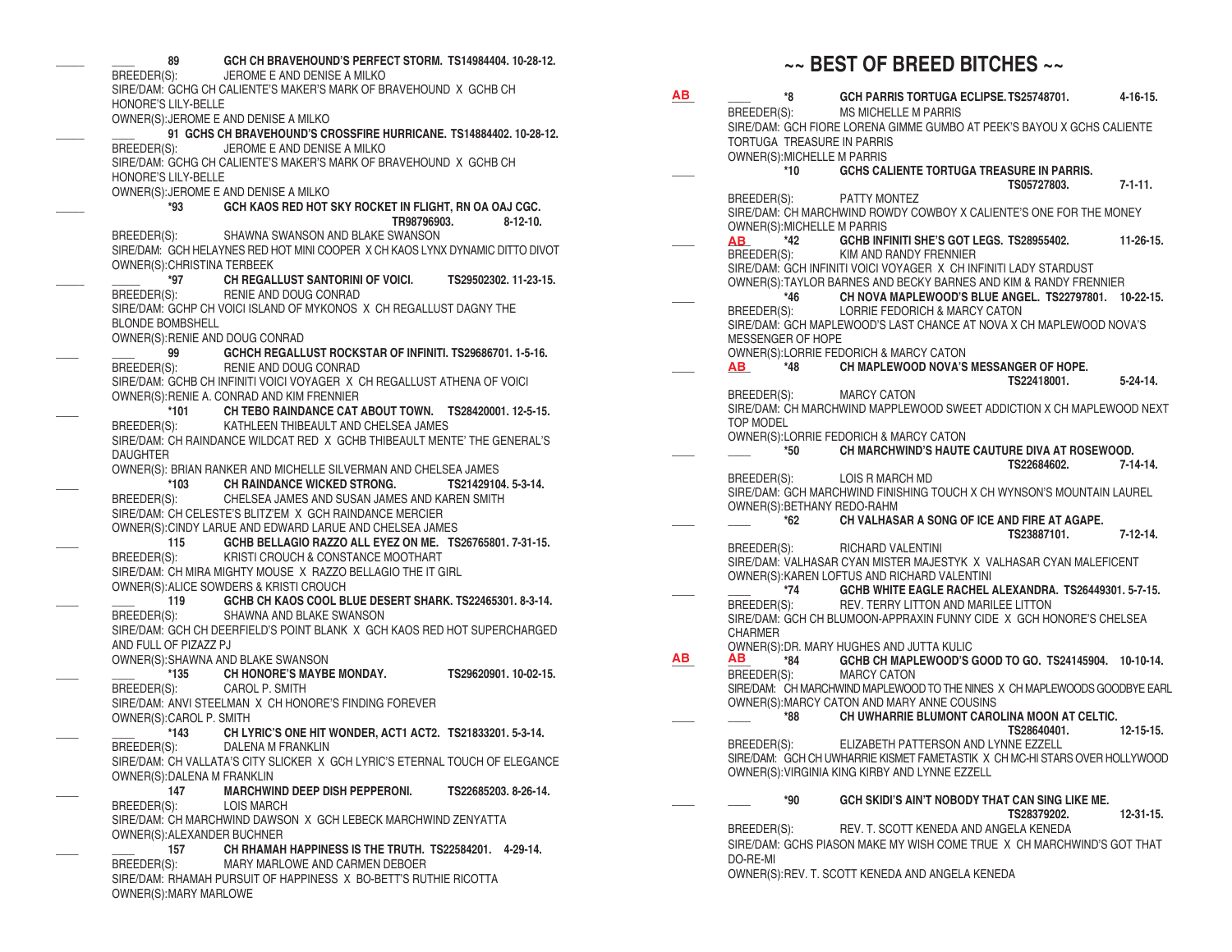____ ____ 89 GCH CH BRAVEHOUND'S PERFECT STORM. TS14984404. 10-28-12.
BREEDER(S): JEROME E AND DENISE A MILKO
SIRE/DAM: GCHG CH CALIENTE'S MAKER'S MARK OF BRAVEHOUND X GCHB CH HONORE'S LILY-BELLE
OWNER(S):JEROME E AND DENISE A MILKO

____ ____ 91 GCHS CH BRAVEHOUND'S CROSSFIRE HURRICANE. TS14884402. 10-28-12.
BREEDER(S): JEROME E AND DENISE A MILKO
SIRE/DAM: GCHG CH CALIENTE'S MAKER'S MARK OF BRAVEHOUND X GCHB CH HONORE'S LILY-BELLE
OWNER(S):JEROME E AND DENISE A MILKO

____ *93 GCH KAOS RED HOT SKY ROCKET IN FLIGHT, RN OA OAJ CGC. TR98796903. 8-12-10.
BREEDER(S): SHAWNA SWANSON AND BLAKE SWANSON
SIRE/DAM: GCH HELAYNES RED HOT MINI COOPER X CH KAOS LYNX DYNAMIC DITTO DIVOT
OWNER(S):CHRISTINA TERBEEK

____ ____ *97 CH REGALLUST SANTORINI OF VOICI. TS29502302. 11-23-15.
BREEDER(S): RENIE AND DOUG CONRAD
SIRE/DAM: GCHP CH VOICI ISLAND OF MYKONOS X CH REGALLUST DAGNY THE BLONDE BOMBSHELL
OWNER(S):RENIE AND DOUG CONRAD

____ ____ 99 GCHCH REGALLUST ROCKSTAR OF INFINITI. TS29686701. 1-5-16.
BREEDER(S): RENIE AND DOUG CONRAD
SIRE/DAM: GCHB CH INFINITI VOICI VOYAGER X CH REGALLUST ATHENA OF VOICI
OWNER(S):RENIE A. CONRAD AND KIM FRENNIER

____ *101 CH TEBO RAINDANCE CAT ABOUT TOWN. TS28420001. 12-5-15.
BREEDER(S): KATHLEEN THIBEAULT AND CHELSEA JAMES
SIRE/DAM: CH RAINDANCE WILDCAT RED X GCHB THIBEAULT MENTE' THE GENERAL'S DAUGHTER
OWNER(S): BRIAN RANKER AND MICHELLE SILVERMAN AND CHELSEA JAMES

____ *103 CH RAINDANCE WICKED STRONG. TS21429104. 5-3-14.
BREEDER(S): CHELSEA JAMES AND SUSAN JAMES AND KAREN SMITH
SIRE/DAM: CH CELESTE'S BLITZ'EM X GCH RAINDANCE MERCIER
OWNER(S):CINDY LARUE AND EDWARD LARUE AND CHELSEA JAMES

____ 115 GCHB BELLAGIO RAZZO ALL EYEZ ON ME. TS26765801. 7-31-15.
BREEDER(S): KRISTI CROUCH & CONSTANCE MOOTHART
SIRE/DAM: CH MIRA MIGHTY MOUSE X RAZZO BELLAGIO THE IT GIRL
OWNER(S):ALICE SOWDERS & KRISTI CROUCH

____ ____ 119 GCHB CH KAOS COOL BLUE DESERT SHARK. TS22465301. 8-3-14.
BREEDER(S): SHAWNA AND BLAKE SWANSON
SIRE/DAM: GCH CH DEERFIELD'S POINT BLANK X GCH KAOS RED HOT SUPERCHARGED AND FULL OF PIZAZZ PJ
OWNER(S):SHAWNA AND BLAKE SWANSON

____ ____ *135 CH HONORE'S MAYBE MONDAY. TS29620901. 10-02-15.
BREEDER(S): CAROL P. SMITH
SIRE/DAM: ANVI STEELMAN X CH HONORE'S FINDING FOREVER
OWNER(S):CAROL P. SMITH

____ ____ *143 CH LYRIC'S ONE HIT WONDER, ACT1 ACT2. TS21833201. 5-3-14.
BREEDER(S): DALENA M FRANKLIN
SIRE/DAM: CH VALLATA'S CITY SLICKER X GCH LYRIC'S ETERNAL TOUCH OF ELEGANCE
OWNER(S):DALENA M FRANKLIN

____ 147 MARCHWIND DEEP DISH PEPPERONI. TS22685203. 8-26-14.
BREEDER(S): LOIS MARCH
SIRE/DAM: CH MARCHWIND DAWSON X GCH LEBECK MARCHWIND ZENYATTA
OWNER(S):ALEXANDER BUCHNER

____ 157 CH RHAMAH HAPPINESS IS THE TRUTH. TS22584201. 4-29-14.
BREEDER(S): MARY MARLOWE AND CARMEN DEBOER
SIRE/DAM: RHAMAH PURSUIT OF HAPPINESS X BO-BETT'S RUTHIE RICOTTA
OWNER(S):MARY MARLOWE

# ~~ BEST OF BREED BITCHES ~~

AB ____ *8 GCH PARRIS TORTUGA ECLIPSE. TS25748701. 4-16-15.
BREEDER(S): MS MICHELLE M PARRIS
SIRE/DAM: GCH FIORE LORENA GIMME GUMBO AT PEEK'S BAYOU X GCHS CALIENTE TORTUGA TREASURE IN PARRIS
OWNER(S):MICHELLE M PARRIS

____ *10 GCHS CALIENTE TORTUGA TREASURE IN PARRIS. TS05727803. 7-1-11.
BREEDER(S): PATTY MONTEZ
SIRE/DAM: CH MARCHWIND ROWDY COWBOY X CALIENTE'S ONE FOR THE MONEY
OWNER(S):MICHELLE M PARRIS

____ AB *42 GCHB INFINITI SHE'S GOT LEGS. TS28955402. 11-26-15.
BREEDER(S): KIM AND RANDY FRENNIER
SIRE/DAM: GCH INFINITI VOICI VOYAGER X CH INFINITI LADY STARDUST
OWNER(S):TAYLOR BARNES AND BECKY BARNES AND KIM & RANDY FRENNIER

____ *46 CH NOVA MAPLEWOOD'S BLUE ANGEL. TS22797801. 10-22-15.
BREEDER(S): LORRIE FEDORICH & MARCY CATON
SIRE/DAM: GCH MAPLEWOOD'S LAST CHANCE AT NOVA X CH MAPLEWOOD NOVA'S MESSENGER OF HOPE
OWNER(S):LORRIE FEDORICH & MARCY CATON

____ AB *48 CH MAPLEWOOD NOVA'S MESSANGER OF HOPE. TS22418001. 5-24-14.
BREEDER(S): MARCY CATON
SIRE/DAM: CH MARCHWIND MAPPLEWOOD SWEET ADDICTION X CH MAPLEWOOD NEXT TOP MODEL
OWNER(S):LORRIE FEDORICH & MARCY CATON

____ ____ *50 CH MARCHWIND'S HAUTE CAUTURE DIVA AT ROSEWOOD. TS22684602. 7-14-14.
BREEDER(S): LOIS R MARCH MD
SIRE/DAM: GCH MARCHWIND FINISHING TOUCH X CH WYNSON'S MOUNTAIN LAUREL
OWNER(S):BETHANY REDO-RAHM

____ ____ *62 CH VALHASAR A SONG OF ICE AND FIRE AT AGAPE. TS23887101. 7-12-14.
BREEDER(S): RICHARD VALENTINI
SIRE/DAM: VALHASAR CYAN MISTER MAJESTYK X VALHASAR CYAN MALEFICENT
OWNER(S):KAREN LOFTUS AND RICHARD VALENTINI

____ ____ *74 GCHB WHITE EAGLE RACHEL ALEXANDRA. TS26449301. 5-7-15.
BREEDER(S): REV. TERRY LITTON AND MARILEE LITTON
SIRE/DAM: GCH CH BLUMOON-APPRAXIN FUNNY CIDE X GCH HONORE'S CHELSEA CHARMER
OWNER(S):DR. MARY HUGHES AND JUTTA KULIC

AB AB *84 GCHB CH MAPLEWOOD'S GOOD TO GO. TS24145904. 10-10-14.
BREEDER(S): MARCY CATON
SIRE/DAM: CH MARCHWIND MAPLEWOOD TO THE NINES X CH MAPLEWOODS GOODBYE EARL
OWNER(S):MARCY CATON AND MARY ANNE COUSINS

____ ____ *88 CH UWHARRIE BLUMONT CAROLINA MOON AT CELTIC. TS28640401. 12-15-15.
BREEDER(S): ELIZABETH PATTERSON AND LYNNE EZZELL
SIRE/DAM: GCH CH UWHARRIE KISMET FAMETASTIK X CH MC-HI STARS OVER HOLLYWOOD
OWNER(S):VIRGINIA KING KIRBY AND LYNNE EZZELL

____ ____ *90 GCH SKIDI'S AIN'T NOBODY THAT CAN SING LIKE ME. TS28379202. 12-31-15.
BREEDER(S): REV. T. SCOTT KENEDA AND ANGELA KENEDA
SIRE/DAM: GCHS PIASON MAKE MY WISH COME TRUE X CH MARCHWIND'S GOT THAT DO-RE-MI
OWNER(S):REV. T. SCOTT KENEDA AND ANGELA KENEDA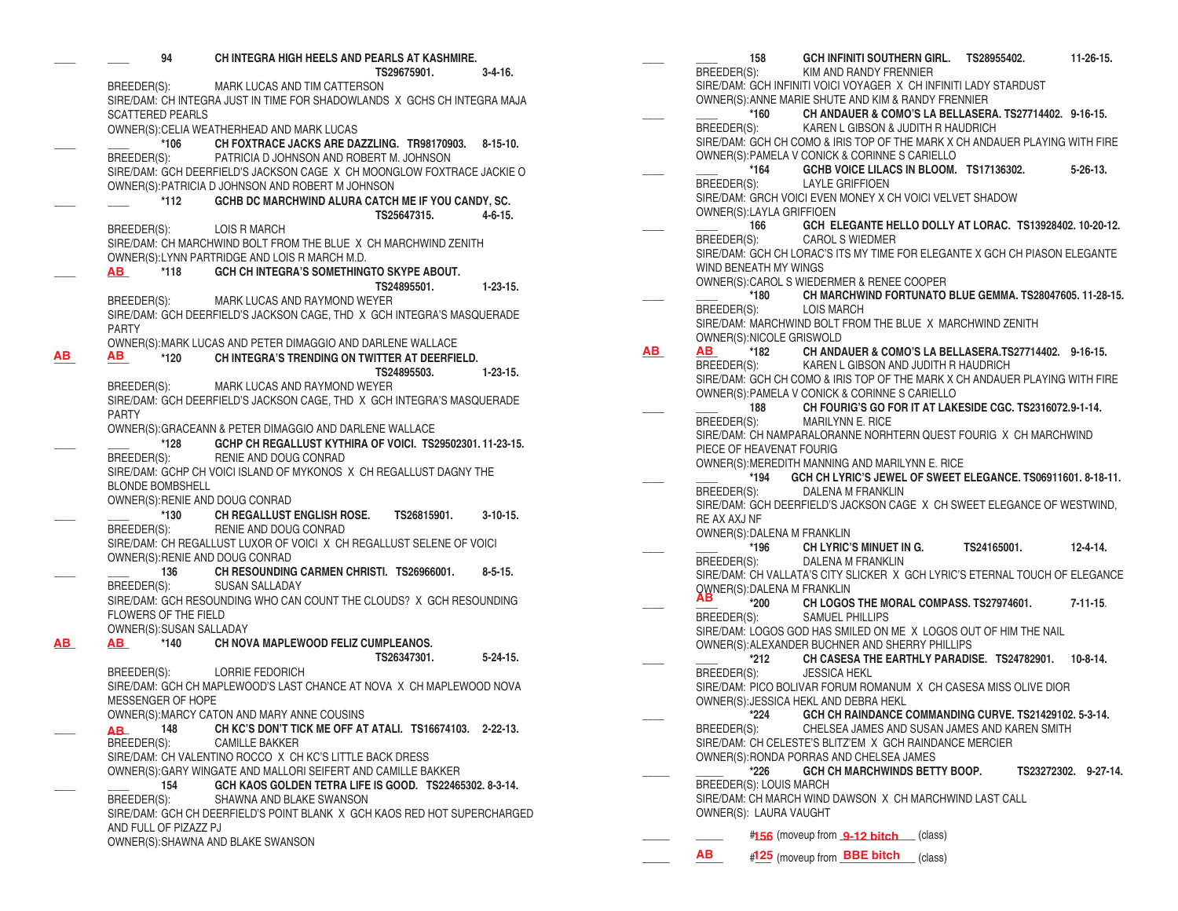____ ____ 94 **CH INTEGRA HIGH HEELS AND PEARLS AT KASHMIRE. TS29675901. 3-4-16.**
BREEDER(S): MARK LUCAS AND TIM CATTERSON
SIRE/DAM: CH INTEGRA JUST IN TIME FOR SHADOWLANDS X GCHS CH INTEGRA MAJA SCATTERED PEARLS
OWNER(S):CELIA WEATHERHEAD AND MARK LUCAS

____ ____ *106 **CH FOXTRACE JACKS ARE DAZZLING. TR98170903. 8-15-10.**
BREEDER(S): PATRICIA D JOHNSON AND ROBERT M. JOHNSON
SIRE/DAM: GCH DEERFIELD'S JACKSON CAGE X CH MOONGLOW FOXTRACE JACKIE O
OWNER(S):PATRICIA D JOHNSON AND ROBERT M JOHNSON

____ ____ *112 **GCHB DC MARCHWIND ALURA CATCH ME IF YOU CANDY, SC. TS25647315. 4-6-15.**
BREEDER(S): LOIS R MARCH
SIRE/DAM: CH MARCHWIND BOLT FROM THE BLUE X CH MARCHWIND ZENITH
OWNER(S):LYNN PARTRIDGE AND LOIS R MARCH M.D.

____ AB *118 **GCH CH INTEGRA'S SOMETHINGTO SKYPE ABOUT. TS24895501. 1-23-15.**
BREEDER(S): MARK LUCAS AND RAYMOND WEYER
SIRE/DAM: GCH DEERFIELD'S JACKSON CAGE, THD X GCH INTEGRA'S MASQUERADE PARTY
OWNER(S):MARK LUCAS AND PETER DIMAGGIO AND DARLENE WALLACE

AB AB *120 **CH INTEGRA'S TRENDING ON TWITTER AT DEERFIELD. TS24895503. 1-23-15.**
BREEDER(S): MARK LUCAS AND RAYMOND WEYER
SIRE/DAM: GCH DEERFIELD'S JACKSON CAGE, THD X GCH INTEGRA'S MASQUERADE PARTY
OWNER(S):GRACEANN & PETER DIMAGGIO AND DARLENE WALLACE

____ ____ *128 **GCHP CH REGALLUST KYTHIRA OF VOICI. TS29502301. 11-23-15.**
BREEDER(S): RENIE AND DOUG CONRAD
SIRE/DAM: GCHP CH VOICI ISLAND OF MYKONOS X CH REGALLUST DAGNY THE BLONDE BOMBSHELL
OWNER(S):RENIE AND DOUG CONRAD

____ ____ *130 **CH REGALLUST ENGLISH ROSE. TS26815901. 3-10-15.**
BREEDER(S): RENIE AND DOUG CONRAD
SIRE/DAM: CH REGALLUST LUXOR OF VOICI X CH REGALLUST SELENE OF VOICI
OWNER(S):RENIE AND DOUG CONRAD

____ ____ 136 **CH RESOUNDING CARMEN CHRISTI. TS26966001. 8-5-15.**
BREEDER(S): SUSAN SALLADAY
SIRE/DAM: GCH RESOUNDING WHO CAN COUNT THE CLOUDS? X GCH RESOUNDING FLOWERS OF THE FIELD
OWNER(S):SUSAN SALLADAY

AB AB *140 **CH NOVA MAPLEWOOD FELIZ CUMPLEANOS. TS26347301. 5-24-15.**
BREEDER(S): LORRIE FEDORICH
SIRE/DAM: GCH CH MAPLEWOOD'S LAST CHANCE AT NOVA X CH MAPLEWOOD NOVA MESSENGER OF HOPE
OWNER(S):MARCY CATON AND MARY ANNE COUSINS

____ AB 148 **CH KC'S DON'T TICK ME OFF AT ATALI. TS16674103. 2-22-13.**
BREEDER(S): CAMILLE BAKKER
SIRE/DAM: CH VALENTINO ROCCO X CH KC'S LITTLE BACK DRESS
OWNER(S):GARY WINGATE AND MALLORI SEIFERT AND CAMILLE BAKKER

____ ____ 154 **GCH KAOS GOLDEN TETRA LIFE IS GOOD. TS22465302. 8-3-14.**
BREEDER(S): SHAWNA AND BLAKE SWANSON
SIRE/DAM: GCH CH DEERFIELD'S POINT BLANK X GCH KAOS RED HOT SUPERCHARGED AND FULL OF PIZAZZ PJ
OWNER(S):SHAWNA AND BLAKE SWANSON

____ ____ 158 **GCH INFINITI SOUTHERN GIRL. TS28955402. 11-26-15.**
BREEDER(S): KIM AND RANDY FRENNIER
SIRE/DAM: GCH INFINITI VOICI VOYAGER X CH INFINITI LADY STARDUST
OWNER(S):ANNE MARIE SHUTE AND KIM & RANDY FRENNIER

____ ____ *160 **CH ANDAUER & COMO'S LA BELLASERA. TS27714402. 9-16-15.**
BREEDER(S): KAREN L GIBSON & JUDITH R HAUDRICH
SIRE/DAM: GCH CH COMO & IRIS TOP OF THE MARK X CH ANDAUER PLAYING WITH FIRE
OWNER(S):PAMELA V CONICK & CORINNE S CARIELLO

____ ____ *164 **GCHB VOICE LILACS IN BLOOM. TS17136302. 5-26-13.**
BREEDER(S): LAYLE GRIFFIOEN
SIRE/DAM: GRCH VOICI EVEN MONEY X CH VOICI VELVET SHADOW
OWNER(S):LAYLA GRIFFIOEN

____ ____ 166 **GCH ELEGANTE HELLO DOLLY AT LORAC. TS13928402. 10-20-12.**
BREEDER(S): CAROL S WIEDMER
SIRE/DAM: GCH CH LORAC'S ITS MY TIME FOR ELEGANTE X GCH CH PIASON ELEGANTE WIND BENEATH MY WINGS
OWNER(S):CAROL S WIEDERMER & RENEE COOPER

____ ____ *180 **CH MARCHWIND FORTUNATO BLUE GEMMA. TS28047605. 11-28-15.**
BREEDER(S): LOIS MARCH
SIRE/DAM: MARCHWIND BOLT FROM THE BLUE X MARCHWIND ZENITH
OWNER(S):NICOLE GRISWOLD

AB AB *182 **CH ANDAUER & COMO'S LA BELLASERA.TS27714402. 9-16-15.**
BREEDER(S): KAREN L GIBSON AND JUDITH R HAUDRICH
SIRE/DAM: GCH CH COMO & IRIS TOP OF THE MARK X CH ANDAUER PLAYING WITH FIRE
OWNER(S):PAMELA V CONICK & CORINNE S CARIELLO

____ ____ 188 **CH FOURIG'S GO FOR IT AT LAKESIDE CGC. TS2316072.9-1-14.**
BREEDER(S): MARILYNN E. RICE
SIRE/DAM: CH NAMPARALORANNE NORHTERN QUEST FOURIG X CH MARCHWIND PIECE OF HEAVENAT FOURIG
OWNER(S):MEREDITH MANNING AND MARILYNN E. RICE

____ ____ *194 **GCH CH LYRIC'S JEWEL OF SWEET ELEGANCE. TS06911601. 8-18-11.**
BREEDER(S): DALENA M FRANKLIN
SIRE/DAM: GCH DEERFIELD'S JACKSON CAGE X CH SWEET ELEGANCE OF WESTWIND, RE AX AXJ NF
OWNER(S):DALENA M FRANKLIN

____ ____ *196 **CH LYRIC'S MINUET IN G. TS24165001. 12-4-14.**
BREEDER(S): DALENA M FRANKLIN
SIRE/DAM: CH VALLATA'S CITY SLICKER X GCH LYRIC'S ETERNAL TOUCH OF ELEGANCE
OWNER(S):DALENA M FRANKLIN

____ AB *200 **CH LOGOS THE MORAL COMPASS. TS27974601. 7-11-15.**
BREEDER(S): SAMUEL PHILLIPS
SIRE/DAM: LOGOS GOD HAS SMILED ON ME X LOGOS OUT OF HIM THE NAIL
OWNER(S):ALEXANDER BUCHNER AND SHERRY PHILLIPS

____ ____ *212 **CH CASESA THE EARTHLY PARADISE. TS24782901. 10-8-14.**
BREEDER(S): JESSICA HEKL
SIRE/DAM: PICO BOLIVAR FORUM ROMANUM X CH CASESA MISS OLIVE DIOR
OWNER(S):JESSICA HEKL AND DEBRA HEKL

____ ____ *224 **GCH CH RAINDANCE COMMANDING CURVE. TS21429102. 5-3-14.**
BREEDER(S): CHELSEA JAMES AND SUSAN JAMES AND KAREN SMITH
SIRE/DAM: CH CELESTE'S BLITZ'EM X GCH RAINDANCE MERCIER
OWNER(S):RONDA PORRAS AND CHELSEA JAMES

____ ____ *226 **GCH CH MARCHWINDS BETTY BOOP. TS23272302. 9-27-14.**
BREEDER(S): LOUIS MARCH
SIRE/DAM: CH MARCH WIND DAWSON X CH MARCHWIND LAST CALL
OWNER(S): LAURA VAUGHT

____ ____ #156 (moveup from 9-12 bitch (class)

____ AB #125 (moveup from BBE bitch (class)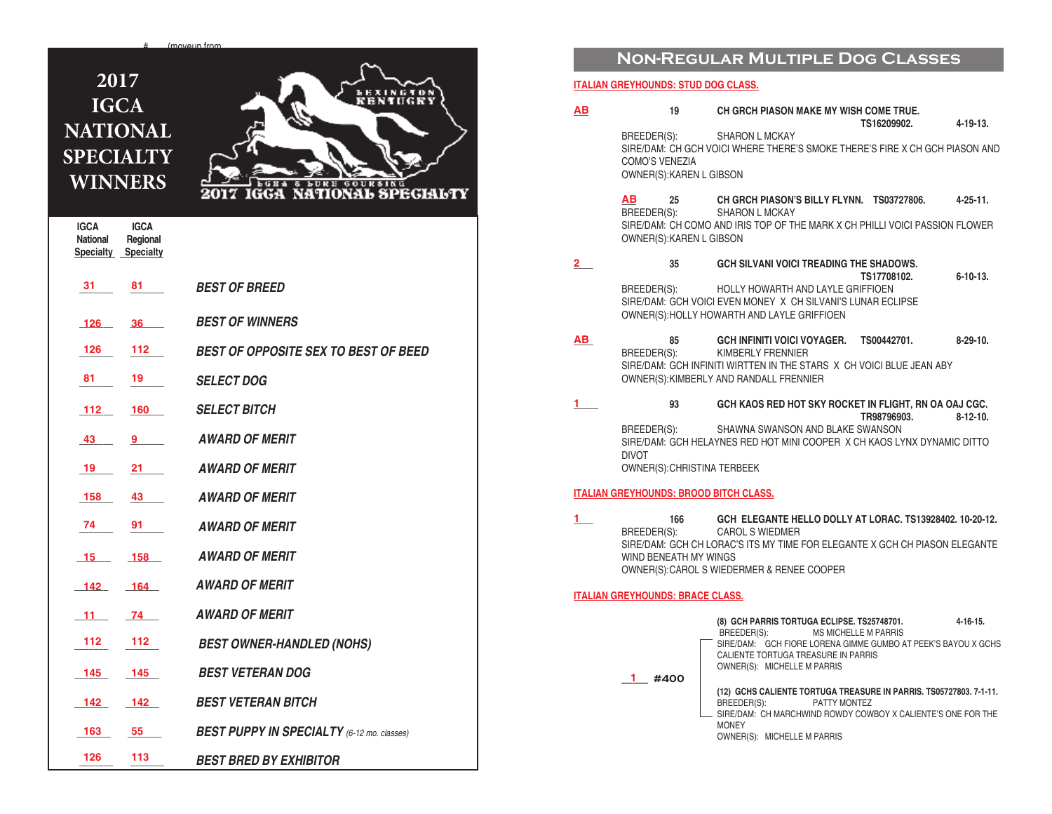# 2017 IGCA NATIONAL SPECIALTY WINNERS

LEXINGTON KENTUCKY
LGRA & LURE COURSING
2017 IGCA NATIONAL SPECIALTY

| IGCA National Specialty | IGCA Regional Specialty | |
|---|---|---|
| 31 | 81 | *BEST OF BREED* |
| 126 | 36 | *BEST OF WINNERS* |
| 126 | 112 | *BEST OF OPPOSITE SEX TO BEST OF BEED* |
| 81 | 19 | *SELECT DOG* |
| 112 | 160 | *SELECT BITCH* |
| 43 | 9 | *AWARD OF MERIT* |
| 19 | 21 | *AWARD OF MERIT* |
| 158 | 43 | *AWARD OF MERIT* |
| 74 | 91 | *AWARD OF MERIT* |
| 15 | 158 | *AWARD OF MERIT* |
| 142 | 164 | *AWARD OF MERIT* |
| 11 | 74 | *AWARD OF MERIT* |
| 112 | 112 | *BEST OWNER-HANDLED (NOHS)* |
| 145 | 145 | *BEST VETERAN DOG* |
| 142 | 142 | *BEST VETERAN BITCH* |
| 163 | 55 | *BEST PUPPY IN SPECIALTY (6-12 mo. classes)* |
| 126 | 113 | *BEST BRED BY EXHIBITOR* |

## Non-Regular Multiple Dog Classes

### ITALIAN GREYHOUNDS: STUD DOG CLASS.

**AB** 19 **CH GRCH PIASON MAKE MY WISH COME TRUE. TS16209902. 4-19-13.**
BREEDER(S): SHARON L MCKAY
SIRE/DAM: CH GCH VOICI WHERE THERE'S SMOKE THERE'S FIRE X CH GCH PIASON AND COMO'S VENEZIA
OWNER(S):KAREN L GIBSON

**AB** 25 **CH GRCH PIASON'S BILLY FLYNN. TS03727806. 4-25-11.**
BREEDER(S): SHARON L MCKAY
SIRE/DAM: CH COMO AND IRIS TOP OF THE MARK X CH PHILLI VOICI PASSION FLOWER
OWNER(S):KAREN L GIBSON

**2** 35 **GCH SILVANI VOICI TREADING THE SHADOWS. TS17708102. 6-10-13.**
BREEDER(S): HOLLY HOWARTH AND LAYLE GRIFFIOEN
SIRE/DAM: GCH VOICI EVEN MONEY X CH SILVANI'S LUNAR ECLIPSE
OWNER(S):HOLLY HOWARTH AND LAYLE GRIFFIOEN

**AB** 85 **GCH INFINITI VOICI VOYAGER. TS00442701. 8-29-10.**
BREEDER(S): KIMBERLY FRENNIER
SIRE/DAM: GCH INFINITI WIRTTEN IN THE STARS X CH VOICI BLUE JEAN ABY
OWNER(S):KIMBERLY AND RANDALL FRENNIER

**1** 93 **GCH KAOS RED HOT SKY ROCKET IN FLIGHT, RN OA OAJ CGC. TR98796903. 8-12-10.**
BREEDER(S): SHAWNA SWANSON AND BLAKE SWANSON
SIRE/DAM: GCH HELAYNES RED HOT MINI COOPER X CH KAOS LYNX DYNAMIC DITTO DIVOT
OWNER(S):CHRISTINA TERBEEK

### ITALIAN GREYHOUNDS: BROOD BITCH CLASS.

**1** 166 **GCH ELEGANTE HELLO DOLLY AT LORAC. TS13928402. 10-20-12.**
BREEDER(S): CAROL S WIEDMER
SIRE/DAM: GCH CH LORAC'S ITS MY TIME FOR ELEGANTE X GCH CH PIASON ELEGANTE WIND BENEATH MY WINGS
OWNER(S):CAROL S WIEDERMER & RENEE COOPER

### ITALIAN GREYHOUNDS: BRACE CLASS.

**1** #400

(8) **GCH PARRIS TORTUGA ECLIPSE. TS25748701. 4-16-15.**
BREEDER(S): MS MICHELLE M PARRIS
SIRE/DAM: GCH FIORE LORENA GIMME GUMBO AT PEEK'S BAYOU X GCHS CALIENTE TORTUGA TREASURE IN PARRIS
OWNER(S): MICHELLE M PARRIS

(12) **GCHS CALIENTE TORTUGA TREASURE IN PARRIS. TS05727803. 7-1-11.**
BREEDER(S): PATTY MONTEZ
SIRE/DAM: CH MARCHWIND ROWDY COWBOY X CALIENTE'S ONE FOR THE MONEY
OWNER(S): MICHELLE M PARRIS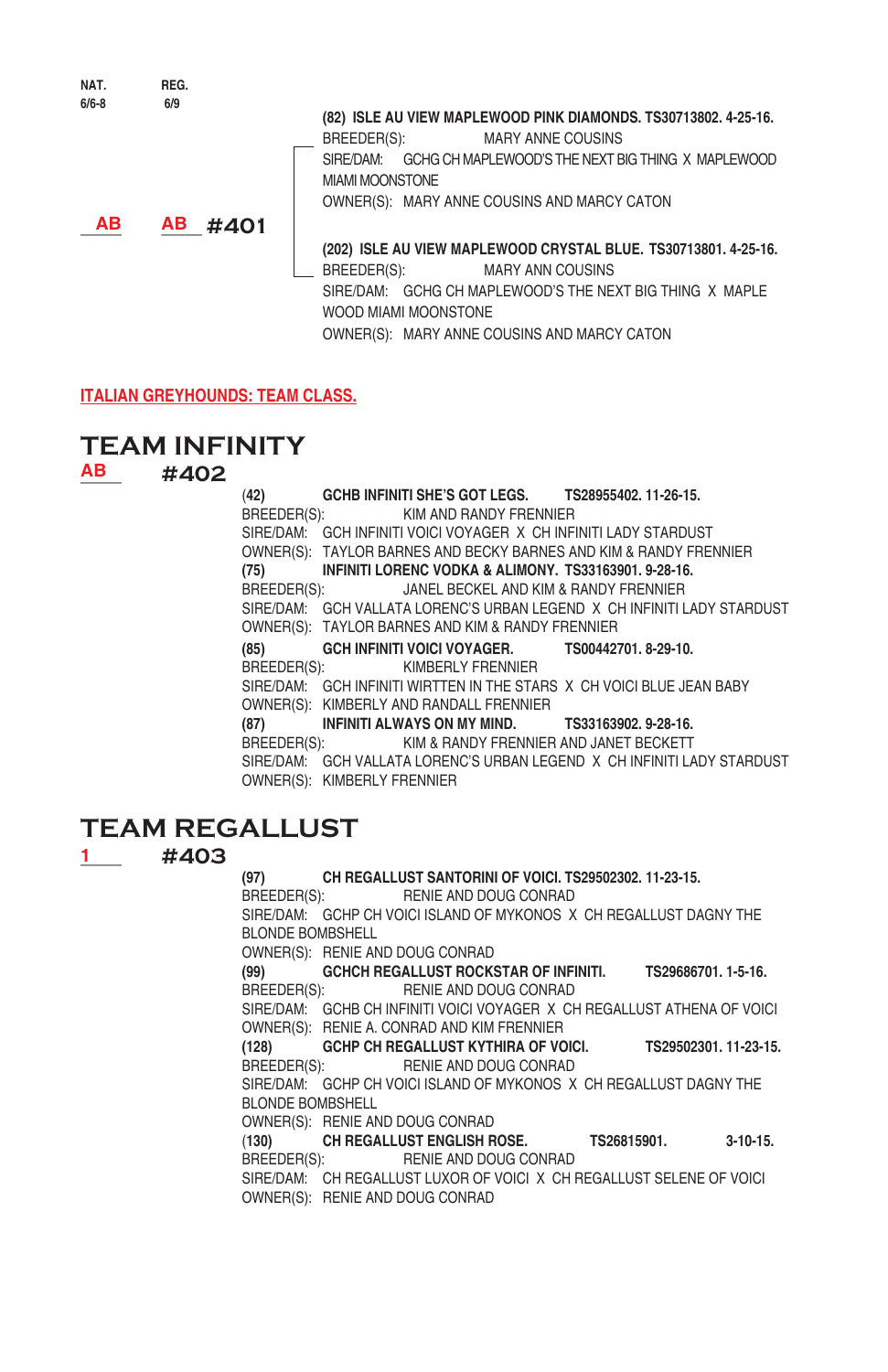NAT. 6/6-8 REG. 6/9

AB AB **#401**

**(82) ISLE AU VIEW MAPLEWOOD PINK DIAMONDS. TS30713802. 4-25-16.**
BREEDER(S): MARY ANNE COUSINS
SIRE/DAM: GCHG CH MAPLEWOOD'S THE NEXT BIG THING X MAPLEWOOD MIAMI MOONSTONE
OWNER(S): MARY ANNE COUSINS AND MARCY CATON

**(202) ISLE AU VIEW MAPLEWOOD CRYSTAL BLUE. TS30713801. 4-25-16.**
BREEDER(S): MARY ANN COUSINS
SIRE/DAM: GCHG CH MAPLEWOOD'S THE NEXT BIG THING X MAPLE WOOD MIAMI MOONSTONE
OWNER(S): MARY ANNE COUSINS AND MARCY CATON

## ITALIAN GREYHOUNDS: TEAM CLASS.

# TEAM INFINITY

AB **#402**

**(42) GCHB INFINITI SHE'S GOT LEGS. TS28955402. 11-26-15.**
BREEDER(S): KIM AND RANDY FRENNIER
SIRE/DAM: GCH INFINITI VOICI VOYAGER X CH INFINITI LADY STARDUST
OWNER(S): TAYLOR BARNES AND BECKY BARNES AND KIM & RANDY FRENNIER

**(75) INFINITI LORENC VODKA & ALIMONY. TS33163901. 9-28-16.**
BREEDER(S): JANEL BECKEL AND KIM & RANDY FRENNIER
SIRE/DAM: GCH VALLATA LORENC'S URBAN LEGEND X CH INFINITI LADY STARDUST
OWNER(S): TAYLOR BARNES AND KIM & RANDY FRENNIER

**(85) GCH INFINITI VOICI VOYAGER. TS00442701. 8-29-10.**
BREEDER(S): KIMBERLY FRENNIER
SIRE/DAM: GCH INFINITI WIRTTEN IN THE STARS X CH VOICI BLUE JEAN BABY
OWNER(S): KIMBERLY AND RANDALL FRENNIER

**(87) INFINITI ALWAYS ON MY MIND. TS33163902. 9-28-16.**
BREEDER(S): KIM & RANDY FRENNIER AND JANET BECKETT
SIRE/DAM: GCH VALLATA LORENC'S URBAN LEGEND X CH INFINITI LADY STARDUST
OWNER(S): KIMBERLY FRENNIER

# TEAM REGALLUST

1 **#403**

**(97) CH REGALLUST SANTORINI OF VOICI. TS29502302. 11-23-15.**
BREEDER(S): RENIE AND DOUG CONRAD
SIRE/DAM: GCHP CH VOICI ISLAND OF MYKONOS X CH REGALLUST DAGNY THE BLONDE BOMBSHELL
OWNER(S): RENIE AND DOUG CONRAD

**(99) GCHCH REGALLUST ROCKSTAR OF INFINITI. TS29686701. 1-5-16.**
BREEDER(S): RENIE AND DOUG CONRAD
SIRE/DAM: GCHB CH INFINITI VOICI VOYAGER X CH REGALLUST ATHENA OF VOICI
OWNER(S): RENIE A. CONRAD AND KIM FRENNIER

**(128) GCHP CH REGALLUST KYTHIRA OF VOICI. TS29502301. 11-23-15.**
BREEDER(S): RENIE AND DOUG CONRAD
SIRE/DAM: GCHP CH VOICI ISLAND OF MYKONOS X CH REGALLUST DAGNY THE BLONDE BOMBSHELL
OWNER(S): RENIE AND DOUG CONRAD

**(130) CH REGALLUST ENGLISH ROSE. TS26815901. 3-10-15.**
BREEDER(S): RENIE AND DOUG CONRAD
SIRE/DAM: CH REGALLUST LUXOR OF VOICI X CH REGALLUST SELENE OF VOICI
OWNER(S): RENIE AND DOUG CONRAD